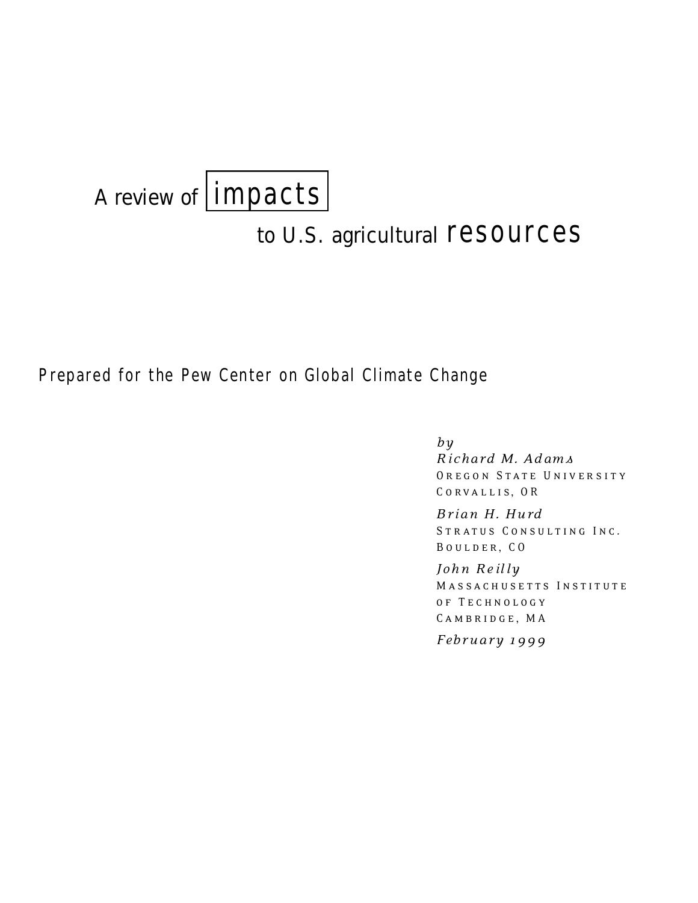# A review of impacts to U.S. agricultural resources

Prepared for the Pew Center on Global Climate Change

*by*

*Richard M. Adams*
OREGON STATE UNIVERSITY
CORVALLIS, OR

*Brian H. Hurd*
STRATUS CONSULTING INC.
BOULDER, CO

*John Reilly*
MASSACHUSETTS INSTITUTE OF TECHNOLOGY
CAMBRIDGE, MA

*February 1999*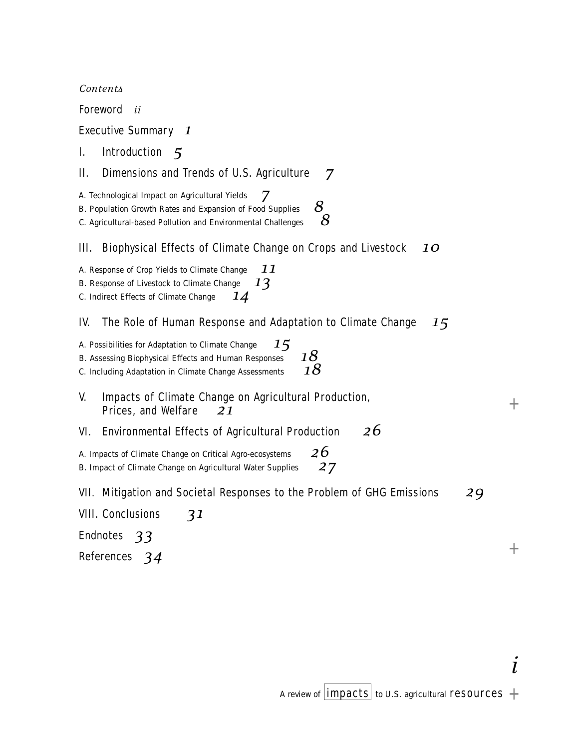*Contents*

Foreword *ii*

Executive Summary *1*

I. Introduction *5*

II. Dimensions and Trends of U.S. Agriculture *7*

A. Technological Impact on Agricultural Yields *7*
B. Population Growth Rates and Expansion of Food Supplies *8*
C. Agricultural-based Pollution and Environmental Challenges *8*

III. Biophysical Effects of Climate Change on Crops and Livestock *10*

A. Response of Crop Yields to Climate Change *11*
B. Response of Livestock to Climate Change *13*
C. Indirect Effects of Climate Change *14*

IV. The Role of Human Response and Adaptation to Climate Change *15*

A. Possibilities for Adaptation to Climate Change *15*
B. Assessing Biophysical Effects and Human Responses *18*
C. Including Adaptation in Climate Change Assessments *18*

V. Impacts of Climate Change on Agricultural Production, Prices, and Welfare *21*

VI. Environmental Effects of Agricultural Production *26*

A. Impacts of Climate Change on Critical Agro-ecosystems *26*
B. Impact of Climate Change on Agricultural Water Supplies *27*

VII. Mitigation and Societal Responses to the Problem of GHG Emissions *29*

VIII. Conclusions *31*

Endnotes *33*

References *34*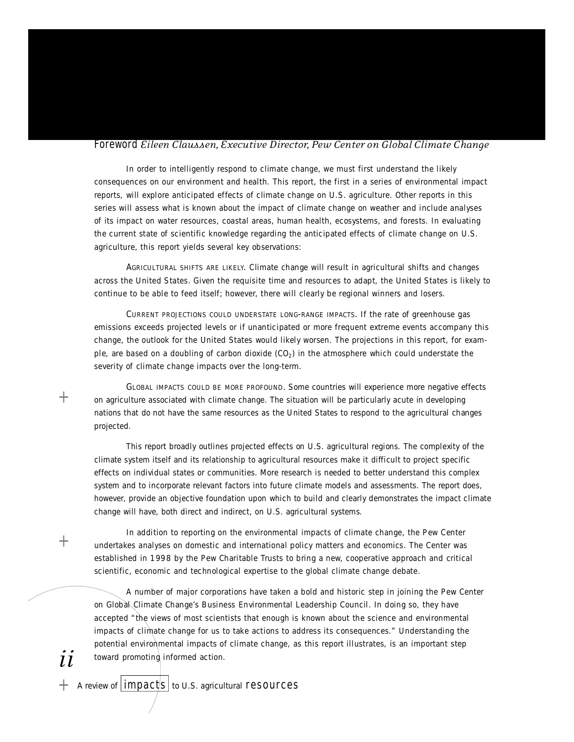# Foreword *Eileen Claussen, Executive Director, Pew Center on Global Climate Change*

In order to intelligently respond to climate change, we must first understand the likely consequences on our environment and health. This report, the first in a series of environmental impact reports, will explore anticipated effects of climate change on U.S. agriculture. Other reports in this series will assess what is known about the impact of climate change on weather and include analyses of its impact on water resources, coastal areas, human health, ecosystems, and forests. In evaluating the current state of scientific knowledge regarding the anticipated effects of climate change on U.S. agriculture, this report yields several key observations:

AGRICULTURAL SHIFTS ARE LIKELY. Climate change will result in agricultural shifts and changes across the United States. Given the requisite time and resources to adapt, the United States is likely to continue to be able to feed itself; however, there will clearly be regional winners and losers.

CURRENT PROJECTIONS COULD UNDERSTATE LONG-RANGE IMPACTS. If the rate of greenhouse gas emissions exceeds projected levels or if unanticipated or more frequent extreme events accompany this change, the outlook for the United States would likely worsen. The projections in this report, for example, are based on a doubling of carbon dioxide ($CO_2$) in the atmosphere which could understate the severity of climate change impacts over the long-term.

GLOBAL IMPACTS COULD BE MORE PROFOUND. Some countries will experience more negative effects on agriculture associated with climate change. The situation will be particularly acute in developing nations that do not have the same resources as the United States to respond to the agricultural changes projected.

This report broadly outlines projected effects on U.S. agricultural regions. The complexity of the climate system itself and its relationship to agricultural resources make it difficult to project specific effects on individual states or communities. More research is needed to better understand this complex system and to incorporate relevant factors into future climate models and assessments. The report does, however, provide an objective foundation upon which to build and clearly demonstrates the impact climate change will have, both direct and indirect, on U.S. agricultural systems.

In addition to reporting on the environmental impacts of climate change, the Pew Center undertakes analyses on domestic and international policy matters and economics. The Center was established in 1998 by the Pew Charitable Trusts to bring a new, cooperative approach and critical scientific, economic and technological expertise to the global climate change debate.

A number of major corporations have taken a bold and historic step in joining the Pew Center on Global Climate Change's Business Environmental Leadership Council. In doing so, they have accepted "the views of most scientists that enough is known about the science and environmental impacts of climate change for us to take actions to address its consequences." Understanding the potential environmental impacts of climate change, as this report illustrates, is an important step toward promoting informed action.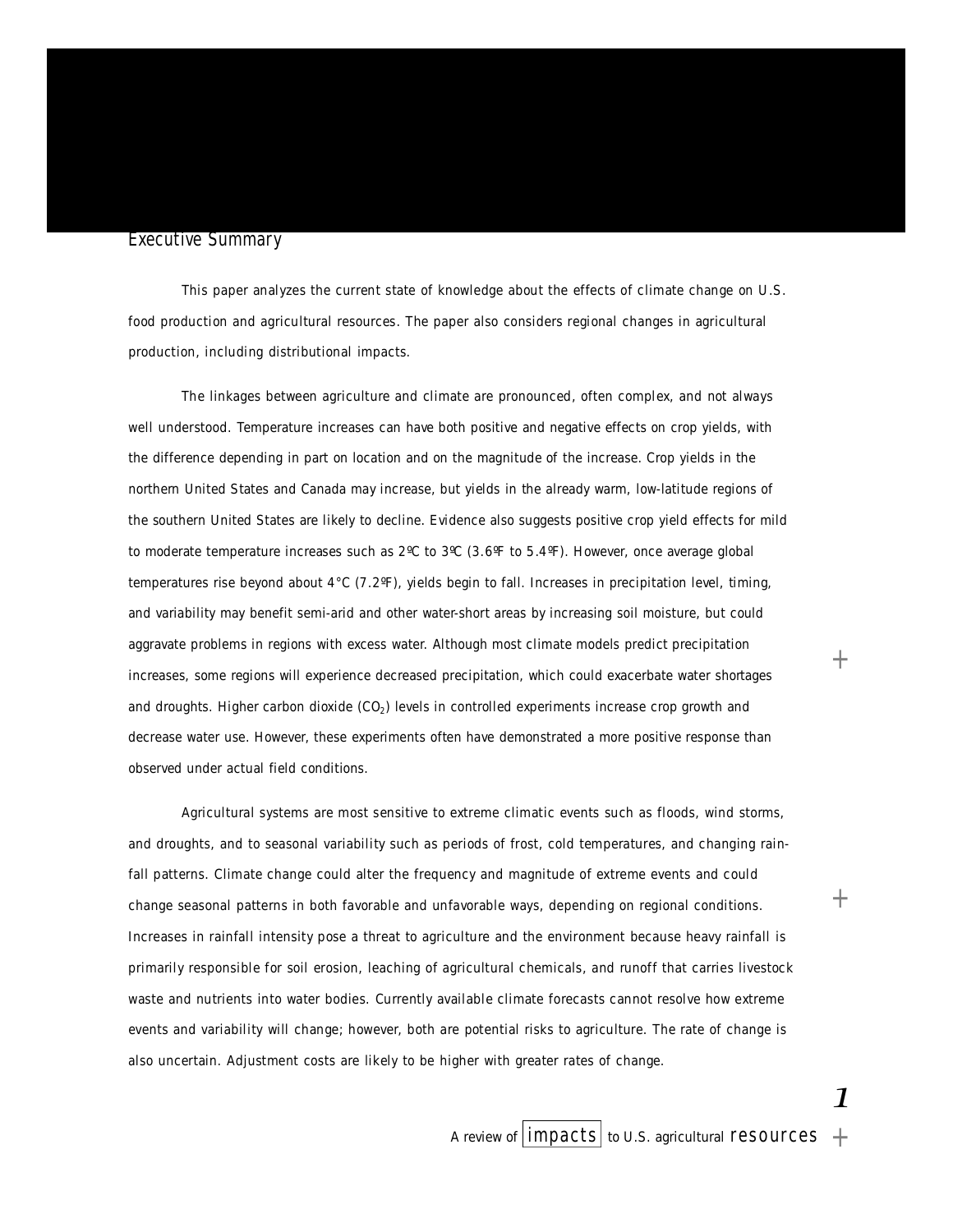## Executive Summary

This paper analyzes the current state of knowledge about the effects of climate change on U.S. food production and agricultural resources. The paper also considers regional changes in agricultural production, including distributional impacts.

The linkages between agriculture and climate are pronounced, often complex, and not always well understood. Temperature increases can have both positive and negative effects on crop yields, with the difference depending in part on location and on the magnitude of the increase. Crop yields in the northern United States and Canada may increase, but yields in the already warm, low-latitude regions of the southern United States are likely to decline. Evidence also suggests positive crop yield effects for mild to moderate temperature increases such as 2ºC to 3ºC (3.6ºF to 5.4ºF). However, once average global temperatures rise beyond about 4°C (7.2ºF), yields begin to fall. Increases in precipitation level, timing, and variability may benefit semi-arid and other water-short areas by increasing soil moisture, but could aggravate problems in regions with excess water. Although most climate models predict precipitation increases, some regions will experience decreased precipitation, which could exacerbate water shortages and droughts. Higher carbon dioxide ($CO_2$) levels in controlled experiments increase crop growth and decrease water use. However, these experiments often have demonstrated a more positive response than observed under actual field conditions.

Agricultural systems are most sensitive to extreme climatic events such as floods, wind storms, and droughts, and to seasonal variability such as periods of frost, cold temperatures, and changing rainfall patterns. Climate change could alter the frequency and magnitude of extreme events and could change seasonal patterns in both favorable and unfavorable ways, depending on regional conditions. Increases in rainfall intensity pose a threat to agriculture and the environment because heavy rainfall is primarily responsible for soil erosion, leaching of agricultural chemicals, and runoff that carries livestock waste and nutrients into water bodies. Currently available climate forecasts cannot resolve how extreme events and variability will change; however, both are potential risks to agriculture. The rate of change is also uncertain. Adjustment costs are likely to be higher with greater rates of change.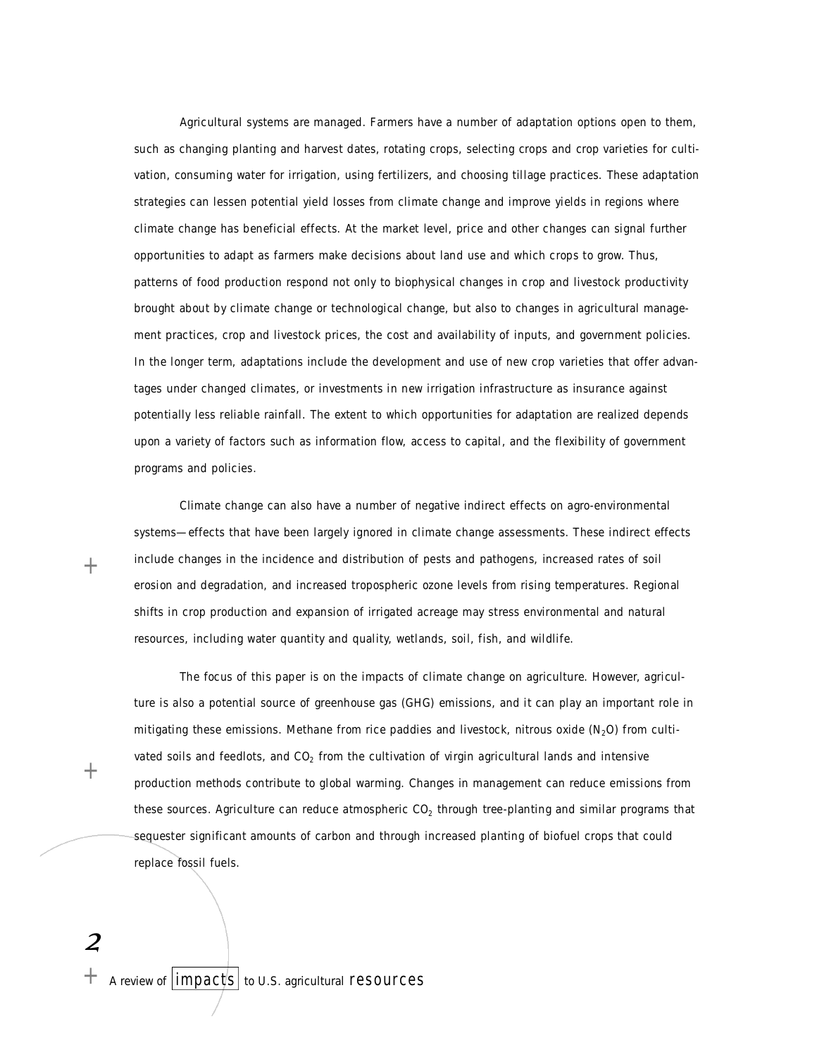Agricultural systems are managed. Farmers have a number of adaptation options open to them, such as changing planting and harvest dates, rotating crops, selecting crops and crop varieties for cultivation, consuming water for irrigation, using fertilizers, and choosing tillage practices. These adaptation strategies can lessen potential yield losses from climate change and improve yields in regions where climate change has beneficial effects. At the market level, price and other changes can signal further opportunities to adapt as farmers make decisions about land use and which crops to grow. Thus, patterns of food production respond not only to biophysical changes in crop and livestock productivity brought about by climate change or technological change, but also to changes in agricultural management practices, crop and livestock prices, the cost and availability of inputs, and government policies. In the longer term, adaptations include the development and use of new crop varieties that offer advantages under changed climates, or investments in new irrigation infrastructure as insurance against potentially less reliable rainfall. The extent to which opportunities for adaptation are realized depends upon a variety of factors such as information flow, access to capital, and the flexibility of government programs and policies.

Climate change can also have a number of negative indirect effects on agro-environmental systems—effects that have been largely ignored in climate change assessments. These indirect effects include changes in the incidence and distribution of pests and pathogens, increased rates of soil erosion and degradation, and increased tropospheric ozone levels from rising temperatures. Regional shifts in crop production and expansion of irrigated acreage may stress environmental and natural resources, including water quantity and quality, wetlands, soil, fish, and wildlife.

The focus of this paper is on the impacts of climate change on agriculture. However, agriculture is also a potential source of greenhouse gas (GHG) emissions, and it can play an important role in mitigating these emissions. Methane from rice paddies and livestock, nitrous oxide ($N_2O$) from cultivated soils and feedlots, and $CO_2$ from the cultivation of virgin agricultural lands and intensive production methods contribute to global warming. Changes in management can reduce emissions from these sources. Agriculture can reduce atmospheric $CO_2$ through tree-planting and similar programs that sequester significant amounts of carbon and through increased planting of biofuel crops that could replace fossil fuels.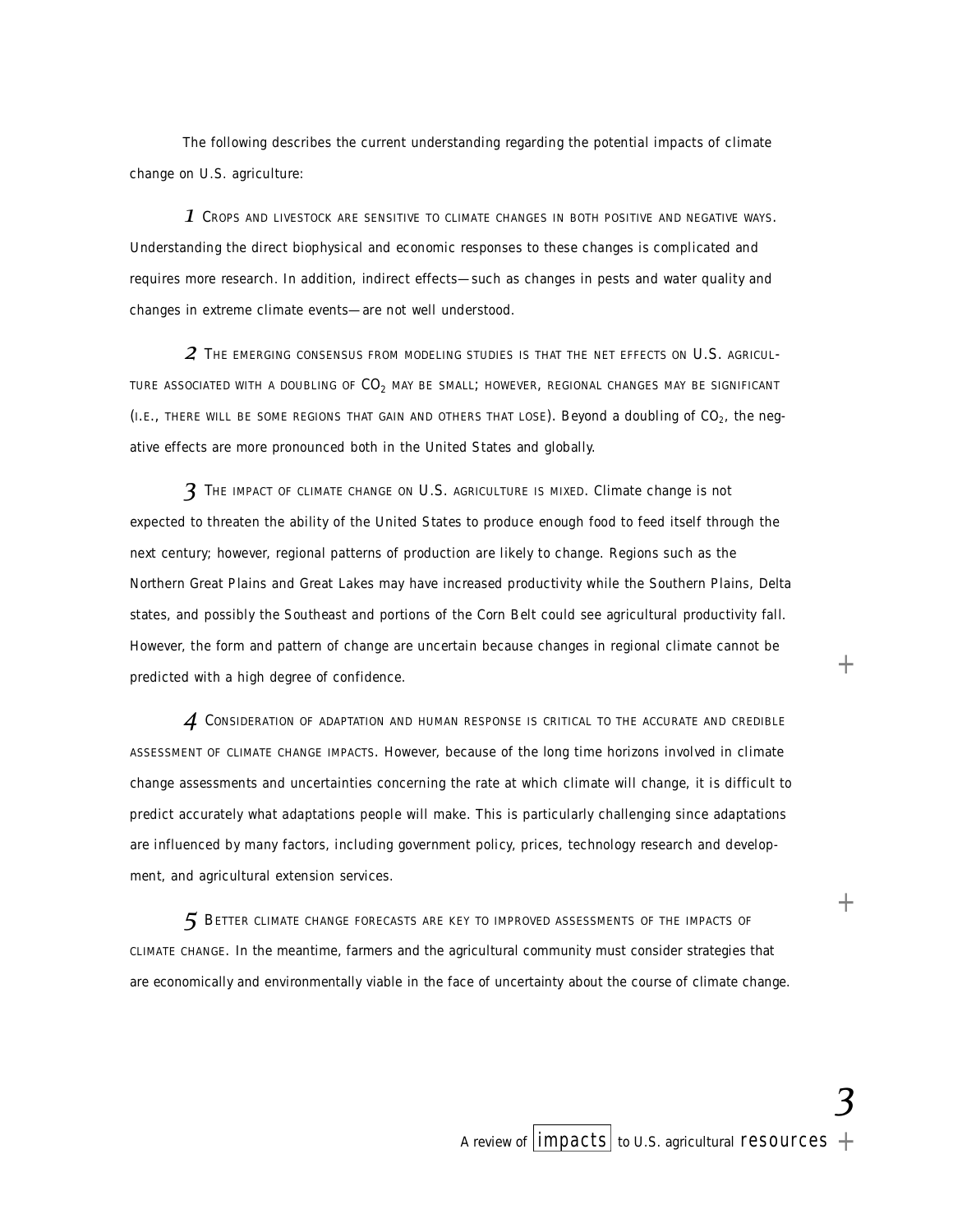The following describes the current understanding regarding the potential impacts of climate change on U.S. agriculture:

*1* CROPS AND LIVESTOCK ARE SENSITIVE TO CLIMATE CHANGES IN BOTH POSITIVE AND NEGATIVE WAYS. Understanding the direct biophysical and economic responses to these changes is complicated and requires more research. In addition, indirect effects—such as changes in pests and water quality and changes in extreme climate events—are not well understood.

*2* THE EMERGING CONSENSUS FROM MODELING STUDIES IS THAT THE NET EFFECTS ON U.S. AGRICULTURE ASSOCIATED WITH A DOUBLING OF $CO_2$ MAY BE SMALL; HOWEVER, REGIONAL CHANGES MAY BE SIGNIFICANT (I.E., THERE WILL BE SOME REGIONS THAT GAIN AND OTHERS THAT LOSE). Beyond a doubling of $CO_2$, the negative effects are more pronounced both in the United States and globally.

*3* THE IMPACT OF CLIMATE CHANGE ON U.S. AGRICULTURE IS MIXED. Climate change is not expected to threaten the ability of the United States to produce enough food to feed itself through the next century; however, regional patterns of production are likely to change. Regions such as the Northern Great Plains and Great Lakes may have increased productivity while the Southern Plains, Delta states, and possibly the Southeast and portions of the Corn Belt could see agricultural productivity fall. However, the form and pattern of change are uncertain because changes in regional climate cannot be predicted with a high degree of confidence.

*4* CONSIDERATION OF ADAPTATION AND HUMAN RESPONSE IS CRITICAL TO THE ACCURATE AND CREDIBLE ASSESSMENT OF CLIMATE CHANGE IMPACTS. However, because of the long time horizons involved in climate change assessments and uncertainties concerning the rate at which climate will change, it is difficult to predict accurately what adaptations people will make. This is particularly challenging since adaptations are influenced by many factors, including government policy, prices, technology research and development, and agricultural extension services.

*5* BETTER CLIMATE CHANGE FORECASTS ARE KEY TO IMPROVED ASSESSMENTS OF THE IMPACTS OF CLIMATE CHANGE. In the meantime, farmers and the agricultural community must consider strategies that are economically and environmentally viable in the face of uncertainty about the course of climate change.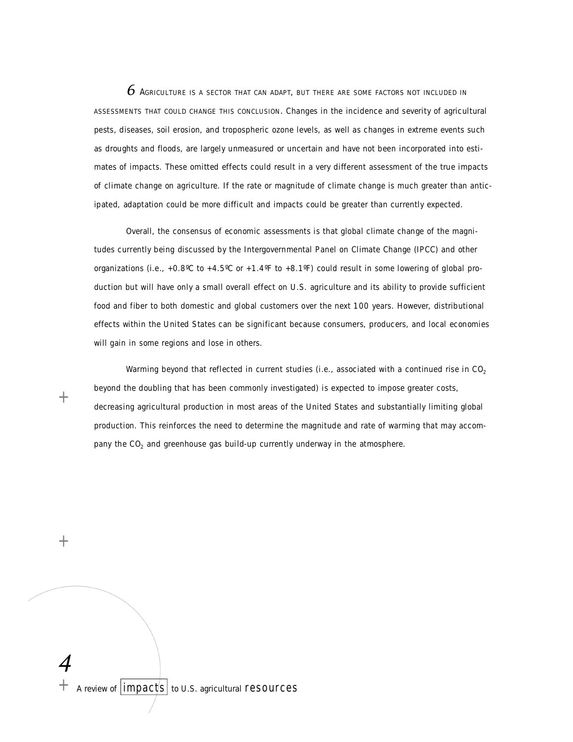*6* AGRICULTURE IS A SECTOR THAT CAN ADAPT, BUT THERE ARE SOME FACTORS NOT INCLUDED IN ASSESSMENTS THAT COULD CHANGE THIS CONCLUSION. Changes in the incidence and severity of agricultural pests, diseases, soil erosion, and tropospheric ozone levels, as well as changes in extreme events such as droughts and floods, are largely unmeasured or uncertain and have not been incorporated into estimates of impacts. These omitted effects could result in a very different assessment of the true impacts of climate change on agriculture. If the rate or magnitude of climate change is much greater than anticipated, adaptation could be more difficult and impacts could be greater than currently expected.

Overall, the consensus of economic assessments is that global climate change of the magnitudes currently being discussed by the Intergovernmental Panel on Climate Change (IPCC) and other organizations (i.e., +0.8ºC to +4.5ºC or +1.4ºF to +8.1ºF) could result in some lowering of global production but will have only a small overall effect on U.S. agriculture and its ability to provide sufficient food and fiber to both domestic and global customers over the next 100 years. However, distributional effects within the United States can be significant because consumers, producers, and local economies will gain in some regions and lose in others.

Warming beyond that reflected in current studies (i.e., associated with a continued rise in $CO_2$ beyond the doubling that has been commonly investigated) is expected to impose greater costs, decreasing agricultural production in most areas of the United States and substantially limiting global production. This reinforces the need to determine the magnitude and rate of warming that may accompany the $CO_2$ and greenhouse gas build-up currently underway in the atmosphere.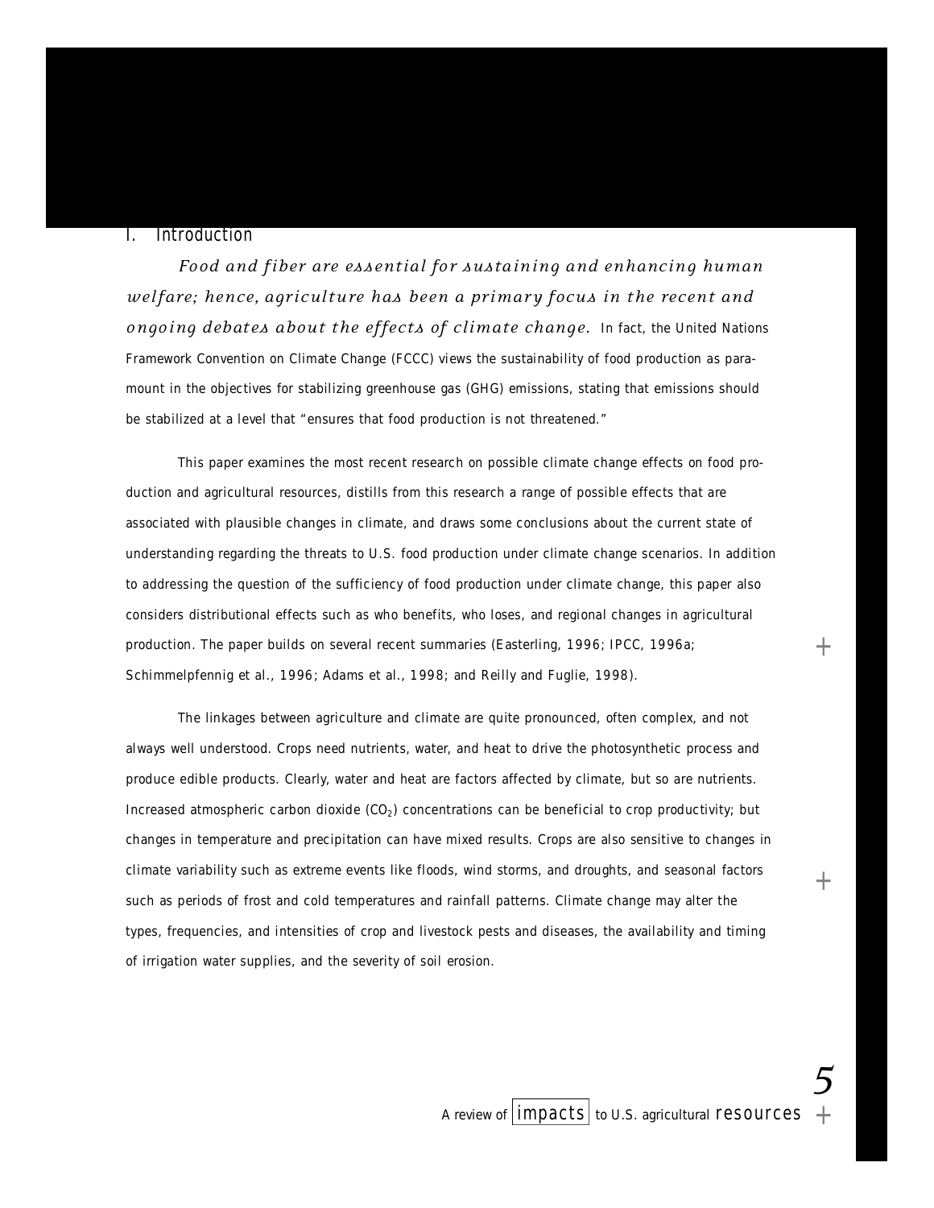## I. Introduction

*Food and fiber are essential for sustaining and enhancing human welfare; hence, agriculture has been a primary focus in the recent and ongoing debates about the effects of climate change.* In fact, the United Nations Framework Convention on Climate Change (FCCC) views the sustainability of food production as paramount in the objectives for stabilizing greenhouse gas (GHG) emissions, stating that emissions should be stabilized at a level that "ensures that food production is not threatened."

This paper examines the most recent research on possible climate change effects on food production and agricultural resources, distills from this research a range of possible effects that are associated with plausible changes in climate, and draws some conclusions about the current state of understanding regarding the threats to U.S. food production under climate change scenarios. In addition to addressing the question of the sufficiency of food production under climate change, this paper also considers distributional effects such as who benefits, who loses, and regional changes in agricultural production. The paper builds on several recent summaries (Easterling, 1996; IPCC, 1996a; Schimmelpfennig et al., 1996; Adams et al., 1998; and Reilly and Fuglie, 1998).

The linkages between agriculture and climate are quite pronounced, often complex, and not always well understood. Crops need nutrients, water, and heat to drive the photosynthetic process and produce edible products. Clearly, water and heat are factors affected by climate, but so are nutrients. Increased atmospheric carbon dioxide ($CO_2$) concentrations can be beneficial to crop productivity; but changes in temperature and precipitation can have mixed results. Crops are also sensitive to changes in climate variability such as extreme events like floods, wind storms, and droughts, and seasonal factors such as periods of frost and cold temperatures and rainfall patterns. Climate change may alter the types, frequencies, and intensities of crop and livestock pests and diseases, the availability and timing of irrigation water supplies, and the severity of soil erosion.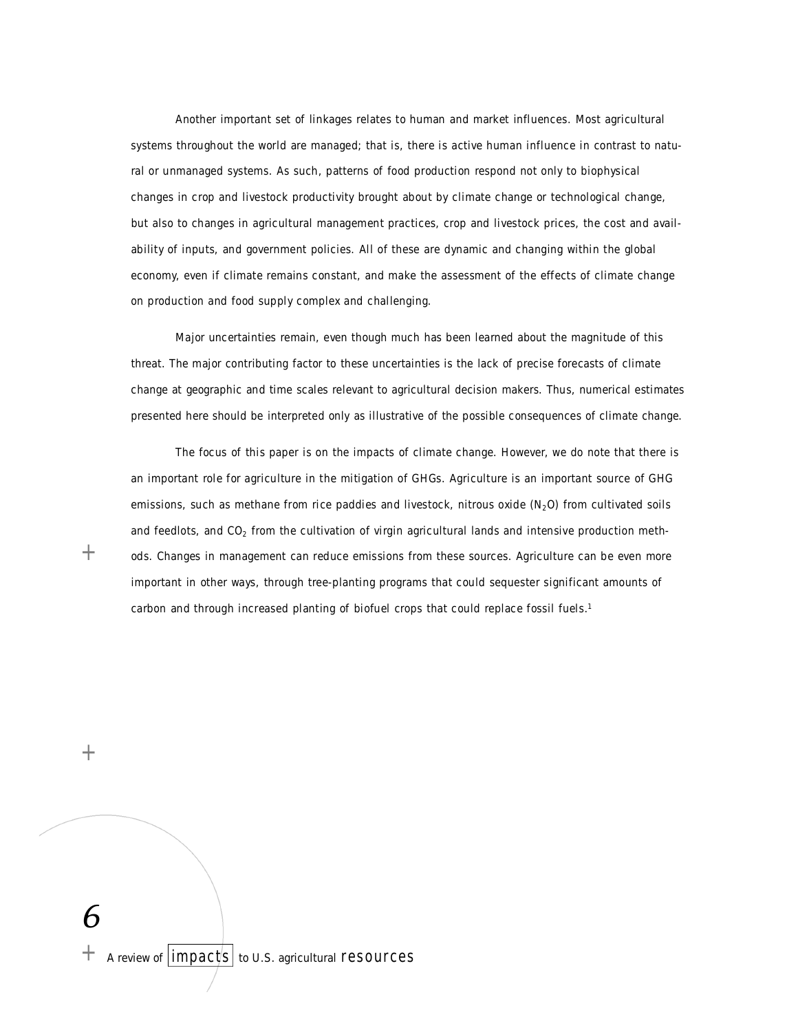Another important set of linkages relates to human and market influences. Most agricultural systems throughout the world are managed; that is, there is active human influence in contrast to natural or unmanaged systems. As such, patterns of food production respond not only to biophysical changes in crop and livestock productivity brought about by climate change or technological change, but also to changes in agricultural management practices, crop and livestock prices, the cost and availability of inputs, and government policies. All of these are dynamic and changing within the global economy, even if climate remains constant, and make the assessment of the effects of climate change on production and food supply complex and challenging.

Major uncertainties remain, even though much has been learned about the magnitude of this threat. The major contributing factor to these uncertainties is the lack of precise forecasts of climate change at geographic and time scales relevant to agricultural decision makers. Thus, numerical estimates presented here should be interpreted only as illustrative of the possible consequences of climate change.

The focus of this paper is on the impacts of climate change. However, we do note that there is an important role for agriculture in the mitigation of GHGs. Agriculture is an important source of GHG emissions, such as methane from rice paddies and livestock, nitrous oxide ($N_2O$) from cultivated soils and feedlots, and $CO_2$ from the cultivation of virgin agricultural lands and intensive production methods. Changes in management can reduce emissions from these sources. Agriculture can be even more important in other ways, through tree-planting programs that could sequester significant amounts of carbon and through increased planting of biofuel crops that could replace fossil fuels.[1]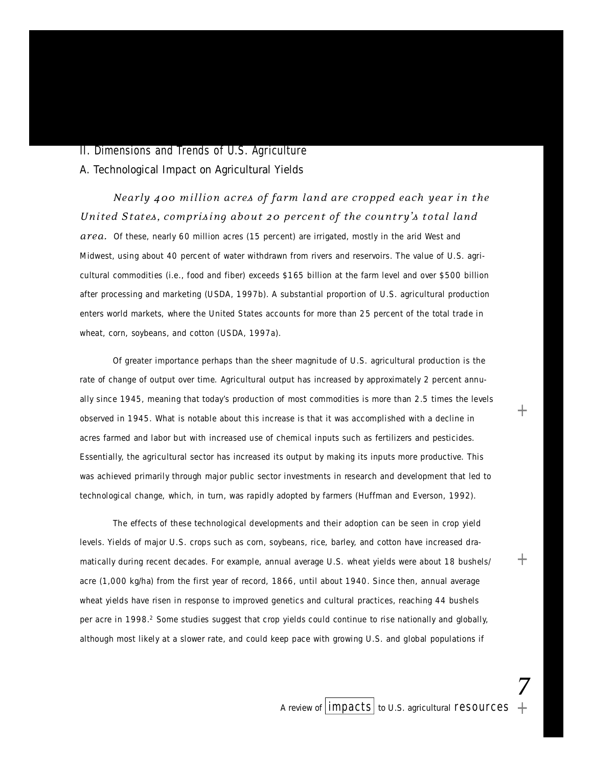## II. Dimensions and Trends of U.S. Agriculture

### A. Technological Impact on Agricultural Yields

*Nearly 400 million acres of farm land are cropped each year in the United States, comprising about 20 percent of the country's total land area.* Of these, nearly 60 million acres (15 percent) are irrigated, mostly in the arid West and Midwest, using about 40 percent of water withdrawn from rivers and reservoirs. The value of U.S. agricultural commodities (i.e., food and fiber) exceeds $165 billion at the farm level and over $500 billion after processing and marketing (USDA, 1997b). A substantial proportion of U.S. agricultural production enters world markets, where the United States accounts for more than 25 percent of the total trade in wheat, corn, soybeans, and cotton (USDA, 1997a).

Of greater importance perhaps than the sheer magnitude of U.S. agricultural production is the rate of change of output over time. Agricultural output has increased by approximately 2 percent annually since 1945, meaning that today's production of most commodities is more than 2.5 times the levels observed in 1945. What is notable about this increase is that it was accomplished with a decline in acres farmed and labor but with increased use of chemical inputs such as fertilizers and pesticides. Essentially, the agricultural sector has increased its output by making its inputs more productive. This was achieved primarily through major public sector investments in research and development that led to technological change, which, in turn, was rapidly adopted by farmers (Huffman and Everson, 1992).

The effects of these technological developments and their adoption can be seen in crop yield levels. Yields of major U.S. crops such as corn, soybeans, rice, barley, and cotton have increased dramatically during recent decades. For example, annual average U.S. wheat yields were about 18 bushels/acre (1,000 kg/ha) from the first year of record, 1866, until about 1940. Since then, annual average wheat yields have risen in response to improved genetics and cultural practices, reaching 44 bushels per acre in 1998.[2] Some studies suggest that crop yields could continue to rise nationally and globally, although most likely at a slower rate, and could keep pace with growing U.S. and global populations if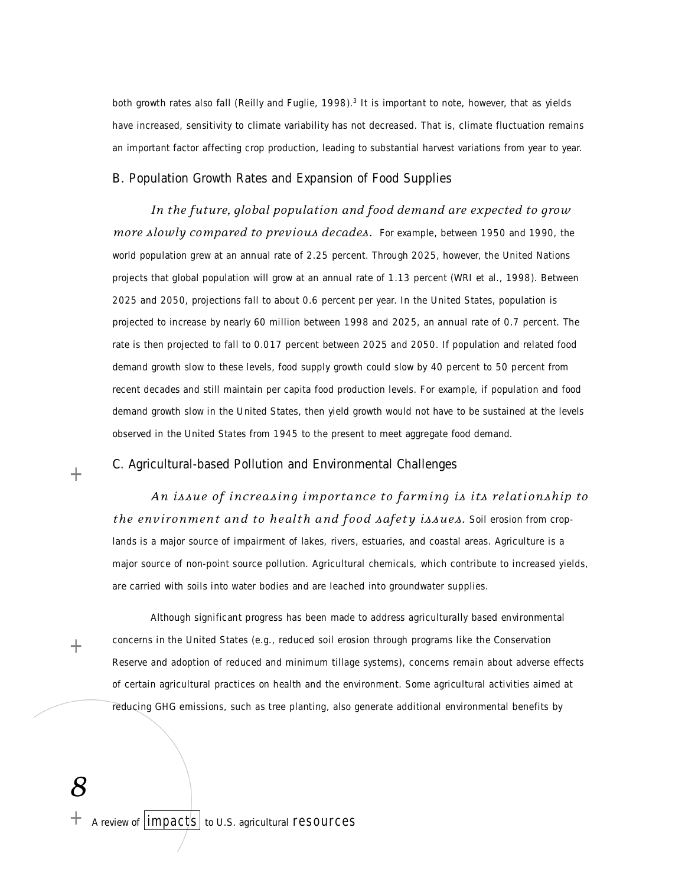both growth rates also fall (Reilly and Fuglie, 1998).[3] It is important to note, however, that as yields have increased, sensitivity to climate variability has not decreased. That is, climate fluctuation remains an important factor affecting crop production, leading to substantial harvest variations from year to year.

## B. Population Growth Rates and Expansion of Food Supplies

*In the future, global population and food demand are expected to grow more slowly compared to previous decades.* For example, between 1950 and 1990, the world population grew at an annual rate of 2.25 percent. Through 2025, however, the United Nations projects that global population will grow at an annual rate of 1.13 percent (WRI et al., 1998). Between 2025 and 2050, projections fall to about 0.6 percent per year. In the United States, population is projected to increase by nearly 60 million between 1998 and 2025, an annual rate of 0.7 percent. The rate is then projected to fall to 0.017 percent between 2025 and 2050. If population and related food demand growth slow to these levels, food supply growth could slow by 40 percent to 50 percent from recent decades and still maintain per capita food production levels. For example, if population and food demand growth slow in the United States, then yield growth would not have to be sustained at the levels observed in the United States from 1945 to the present to meet aggregate food demand.

## C. Agricultural-based Pollution and Environmental Challenges

*An issue of increasing importance to farming is its relationship to the environment and to health and food safety issues.* Soil erosion from croplands is a major source of impairment of lakes, rivers, estuaries, and coastal areas. Agriculture is a major source of non-point source pollution. Agricultural chemicals, which contribute to increased yields, are carried with soils into water bodies and are leached into groundwater supplies.

Although significant progress has been made to address agriculturally based environmental concerns in the United States (e.g., reduced soil erosion through programs like the Conservation Reserve and adoption of reduced and minimum tillage systems), concerns remain about adverse effects of certain agricultural practices on health and the environment. Some agricultural activities aimed at reducing GHG emissions, such as tree planting, also generate additional environmental benefits by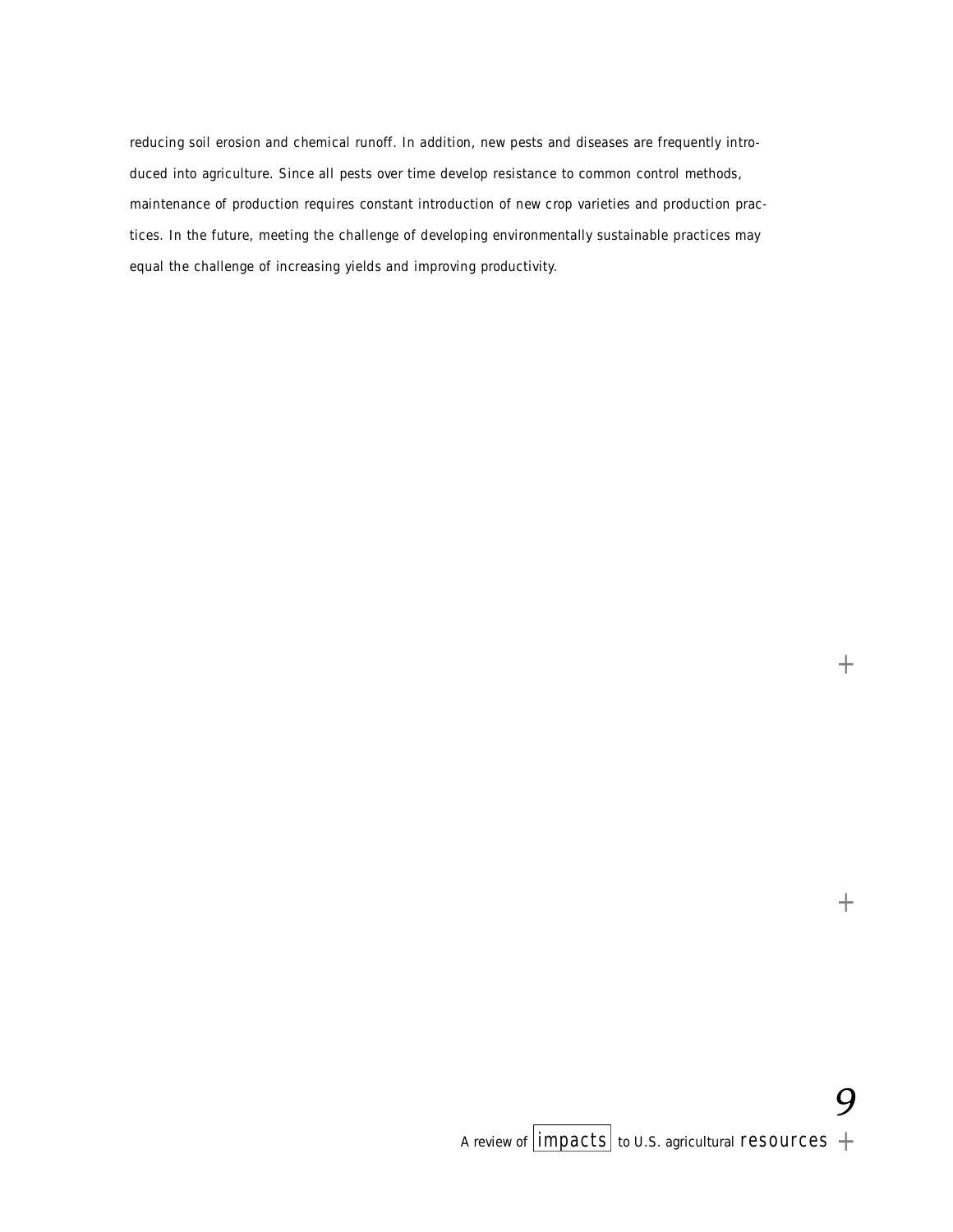reducing soil erosion and chemical runoff. In addition, new pests and diseases are frequently introduced into agriculture. Since all pests over time develop resistance to common control methods, maintenance of production requires constant introduction of new crop varieties and production practices. In the future, meeting the challenge of developing environmentally sustainable practices may equal the challenge of increasing yields and improving productivity.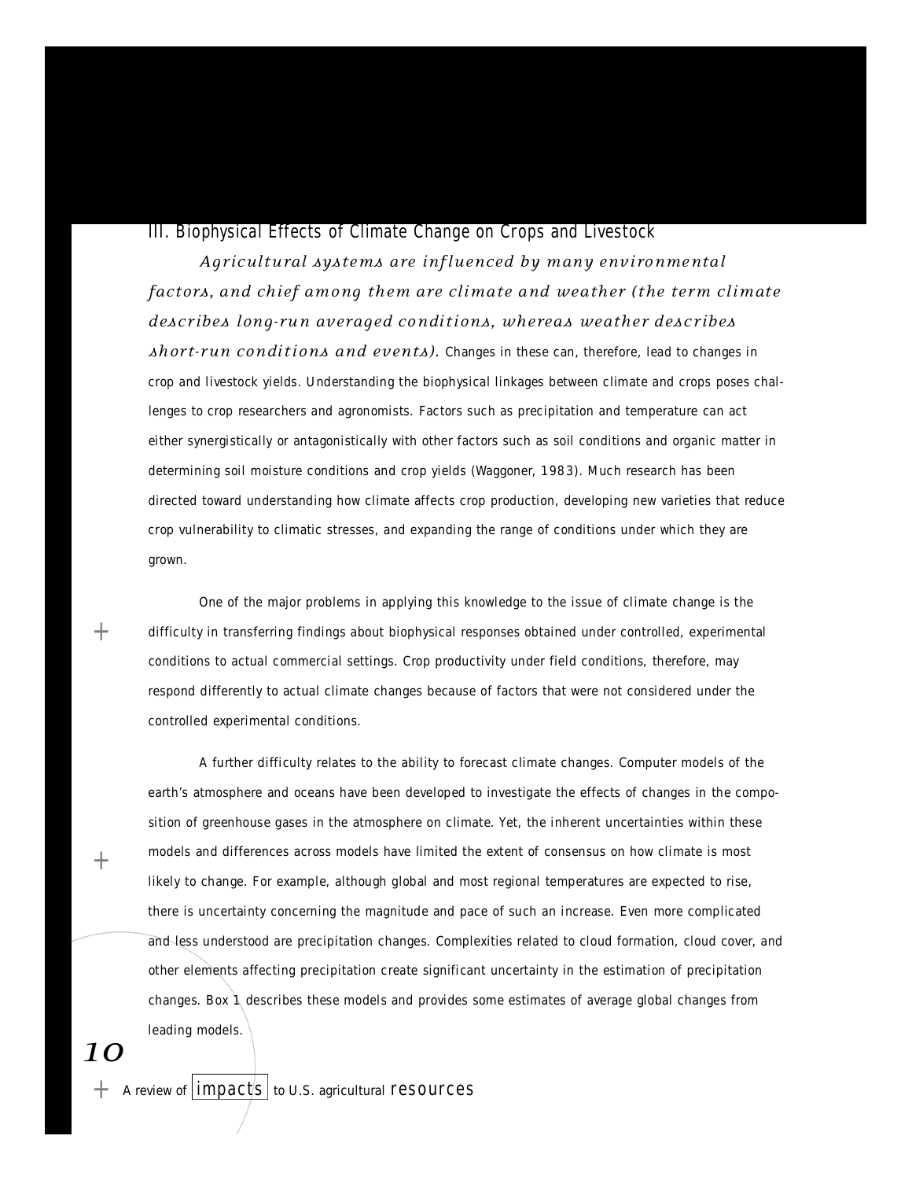## III. Biophysical Effects of Climate Change on Crops and Livestock

*Agricultural systems are influenced by many environmental factors, and chief among them are climate and weather (the term climate describes long-run averaged conditions, whereas weather describes short-run conditions and events).* Changes in these can, therefore, lead to changes in crop and livestock yields. Understanding the biophysical linkages between climate and crops poses challenges to crop researchers and agronomists. Factors such as precipitation and temperature can act either synergistically or antagonistically with other factors such as soil conditions and organic matter in determining soil moisture conditions and crop yields (Waggoner, 1983). Much research has been directed toward understanding how climate affects crop production, developing new varieties that reduce crop vulnerability to climatic stresses, and expanding the range of conditions under which they are grown.

One of the major problems in applying this knowledge to the issue of climate change is the difficulty in transferring findings about biophysical responses obtained under controlled, experimental conditions to actual commercial settings. Crop productivity under field conditions, therefore, may respond differently to actual climate changes because of factors that were not considered under the controlled experimental conditions.

A further difficulty relates to the ability to forecast climate changes. Computer models of the earth's atmosphere and oceans have been developed to investigate the effects of changes in the composition of greenhouse gases in the atmosphere on climate. Yet, the inherent uncertainties within these models and differences across models have limited the extent of consensus on how climate is most likely to change. For example, although global and most regional temperatures are expected to rise, there is uncertainty concerning the magnitude and pace of such an increase. Even more complicated and less understood are precipitation changes. Complexities related to cloud formation, cloud cover, and other elements affecting precipitation create significant uncertainty in the estimation of precipitation changes. Box 1 describes these models and provides some estimates of average global changes from leading models.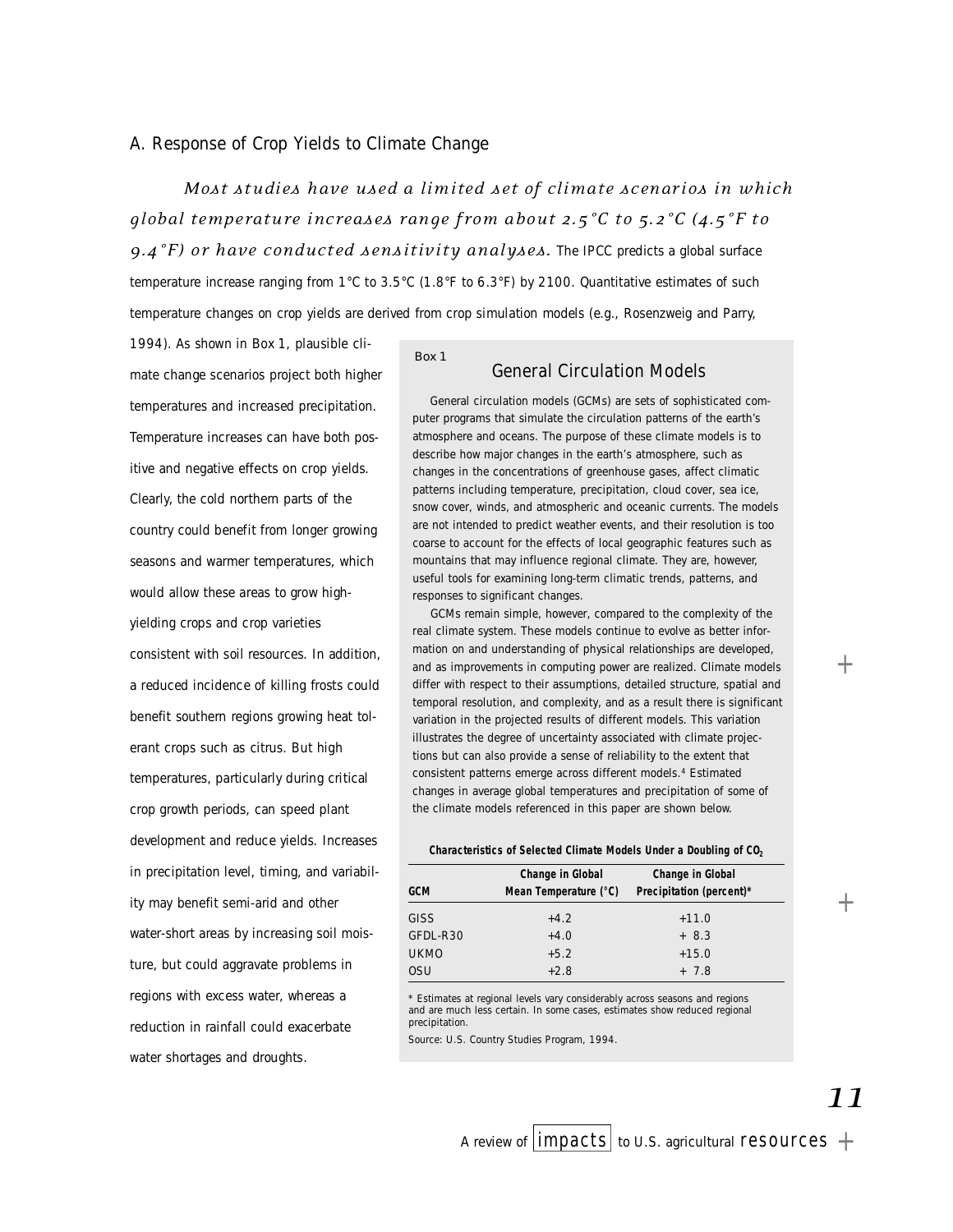## A. Response of Crop Yields to Climate Change

*Most studies have used a limited set of climate scenarios in which global temperature increases range from about 2.5°C to 5.2°C (4.5°F to 9.4°F) or have conducted sensitivity analyses.* The IPCC predicts a global surface temperature increase ranging from 1°C to 3.5°C (1.8°F to 6.3°F) by 2100. Quantitative estimates of such temperature changes on crop yields are derived from crop simulation models (e.g., Rosenzweig and Parry, 1994). As shown in Box 1, plausible climate change scenarios project both higher temperatures and increased precipitation. Temperature increases can have both positive and negative effects on crop yields. Clearly, the cold northern parts of the country could benefit from longer growing seasons and warmer temperatures, which would allow these areas to grow high-yielding crops and crop varieties consistent with soil resources. In addition, a reduced incidence of killing frosts could benefit southern regions growing heat tolerant crops such as citrus. But high temperatures, particularly during critical crop growth periods, can speed plant development and reduce yields. Increases in precipitation level, timing, and variability may benefit semi-arid and other water-short areas by increasing soil moisture, but could aggravate problems in regions with excess water, whereas a reduction in rainfall could exacerbate water shortages and droughts.

Box 1

### General Circulation Models

General circulation models (GCMs) are sets of sophisticated computer programs that simulate the circulation patterns of the earth's atmosphere and oceans. The purpose of these climate models is to describe how major changes in the earth's atmosphere, such as changes in the concentrations of greenhouse gases, affect climatic patterns including temperature, precipitation, cloud cover, sea ice, snow cover, winds, and atmospheric and oceanic currents. The models are not intended to predict weather events, and their resolution is too coarse to account for the effects of local geographic features such as mountains that may influence regional climate. They are, however, useful tools for examining long-term climatic trends, patterns, and responses to significant changes.

GCMs remain simple, however, compared to the complexity of the real climate system. These models continue to evolve as better information on and understanding of physical relationships are developed, and as improvements in computing power are realized. Climate models differ with respect to their assumptions, detailed structure, spatial and temporal resolution, and complexity, and as a result there is significant variation in the projected results of different models. This variation illustrates the degree of uncertainty associated with climate projections but can also provide a sense of reliability to the extent that consistent patterns emerge across different models.[4] Estimated changes in average global temperatures and precipitation of some of the climate models referenced in this paper are shown below.

**Characteristics of Selected Climate Models Under a Doubling of $CO_2$**

| GCM | Change in Global Mean Temperature (°C) | Change in Global Precipitation (percent)* |
|---|---|---|
| GISS | +4.2 | +11.0 |
| GFDL-R30 | +4.0 | + 8.3 |
| UKMO | +5.2 | +15.0 |
| OSU | +2.8 | + 7.8 |

\* Estimates at regional levels vary considerably across seasons and regions and are much less certain. In some cases, estimates show reduced regional precipitation.

Source: U.S. Country Studies Program, 1994.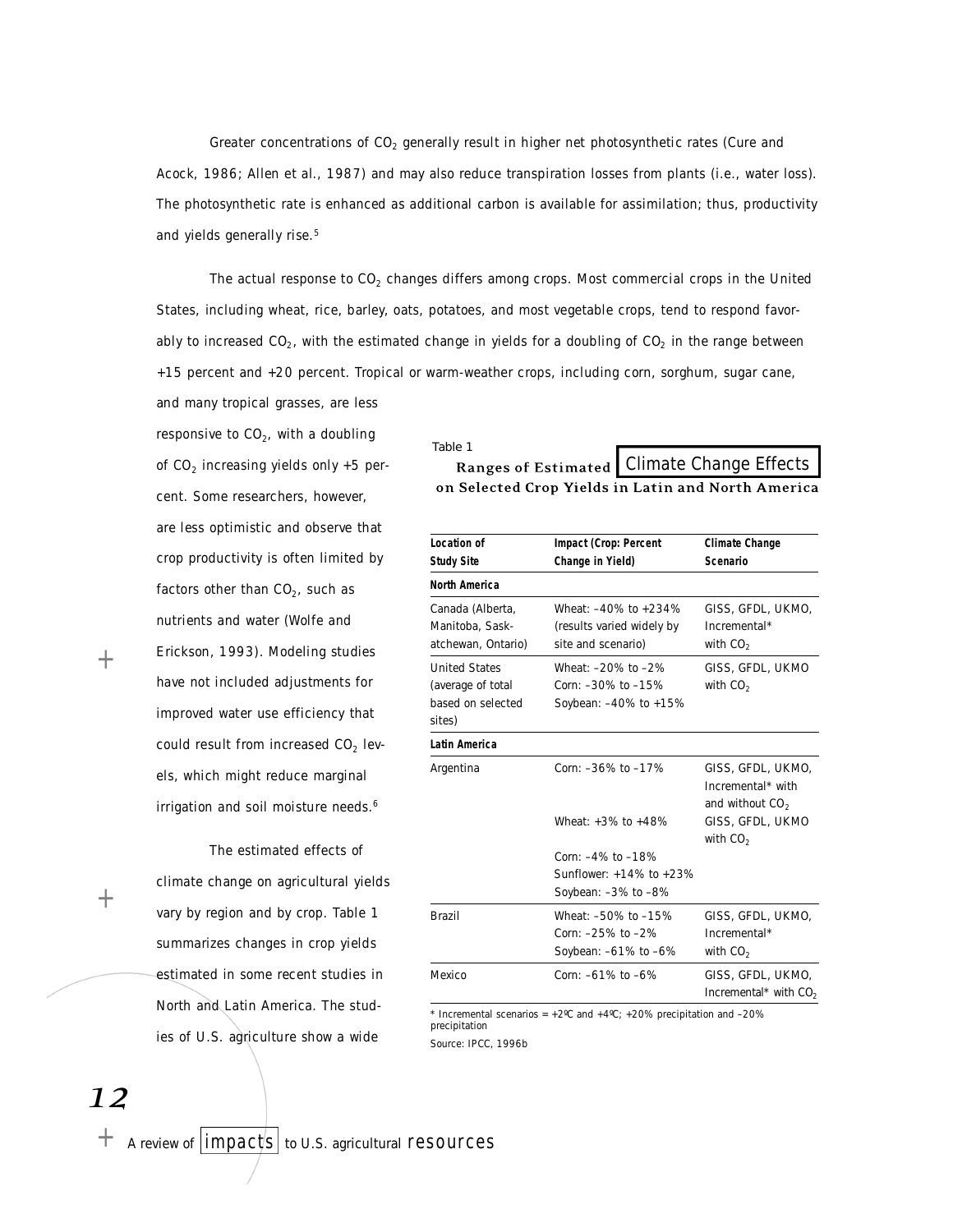Greater concentrations of $CO_2$ generally result in higher net photosynthetic rates (Cure and Acock, 1986; Allen et al., 1987) and may also reduce transpiration losses from plants (i.e., water loss). The photosynthetic rate is enhanced as additional carbon is available for assimilation; thus, productivity and yields generally rise.[5]

The actual response to $CO_2$ changes differs among crops. Most commercial crops in the United States, including wheat, rice, barley, oats, potatoes, and most vegetable crops, tend to respond favorably to increased $CO_2$, with the estimated change in yields for a doubling of $CO_2$ in the range between +15 percent and +20 percent. Tropical or warm-weather crops, including corn, sorghum, sugar cane, and many tropical grasses, are less responsive to $CO_2$, with a doubling of $CO_2$ increasing yields only +5 percent. Some researchers, however, are less optimistic and observe that crop productivity is often limited by factors other than $CO_2$, such as nutrients and water (Wolfe and Erickson, 1993). Modeling studies have not included adjustments for improved water use efficiency that could result from increased $CO_2$ levels, which might reduce marginal irrigation and soil moisture needs.[6]

The estimated effects of climate change on agricultural yields vary by region and by crop. Table 1 summarizes changes in crop yields estimated in some recent studies in North and Latin America. The studies of U.S. agriculture show a wide

Table 1

**Ranges of Estimated Climate Change Effects on Selected Crop Yields in Latin and North America**

| Location of Study Site | Impact (Crop: Percent Change in Yield) | Climate Change Scenario |
|---|---|---|
| **North America** | | |
| Canada (Alberta, Manitoba, Saskatchewan, Ontario) | Wheat: –40% to +234% (results varied widely by site and scenario) | GISS, GFDL, UKMO, Incremental* with $CO_2$ |
| United States (average of total based on selected sites) | Wheat: –20% to –2%<br>Corn: –30% to –15%<br>Soybean: –40% to +15% | GISS, GFDL, UKMO with $CO_2$ |
| **Latin America** | | |
| Argentina | Corn: –36% to –17% | GISS, GFDL, UKMO, Incremental* with and without $CO_2$ |
| | Wheat: +3% to +48%<br>Corn: –4% to –18%<br>Sunflower: +14% to +23%<br>Soybean: –3% to –8% | GISS, GFDL, UKMO with $CO_2$ |
| Brazil | Wheat: –50% to –15%<br>Corn: –25% to –2%<br>Soybean: –61% to –6% | GISS, GFDL, UKMO, Incremental* with $CO_2$ |
| Mexico | Corn: –61% to –6% | GISS, GFDL, UKMO, Incremental* with $CO_2$ |

* Incremental scenarios = +2ºC and +4ºC; +20% precipitation and –20% precipitation

Source: IPCC, 1996b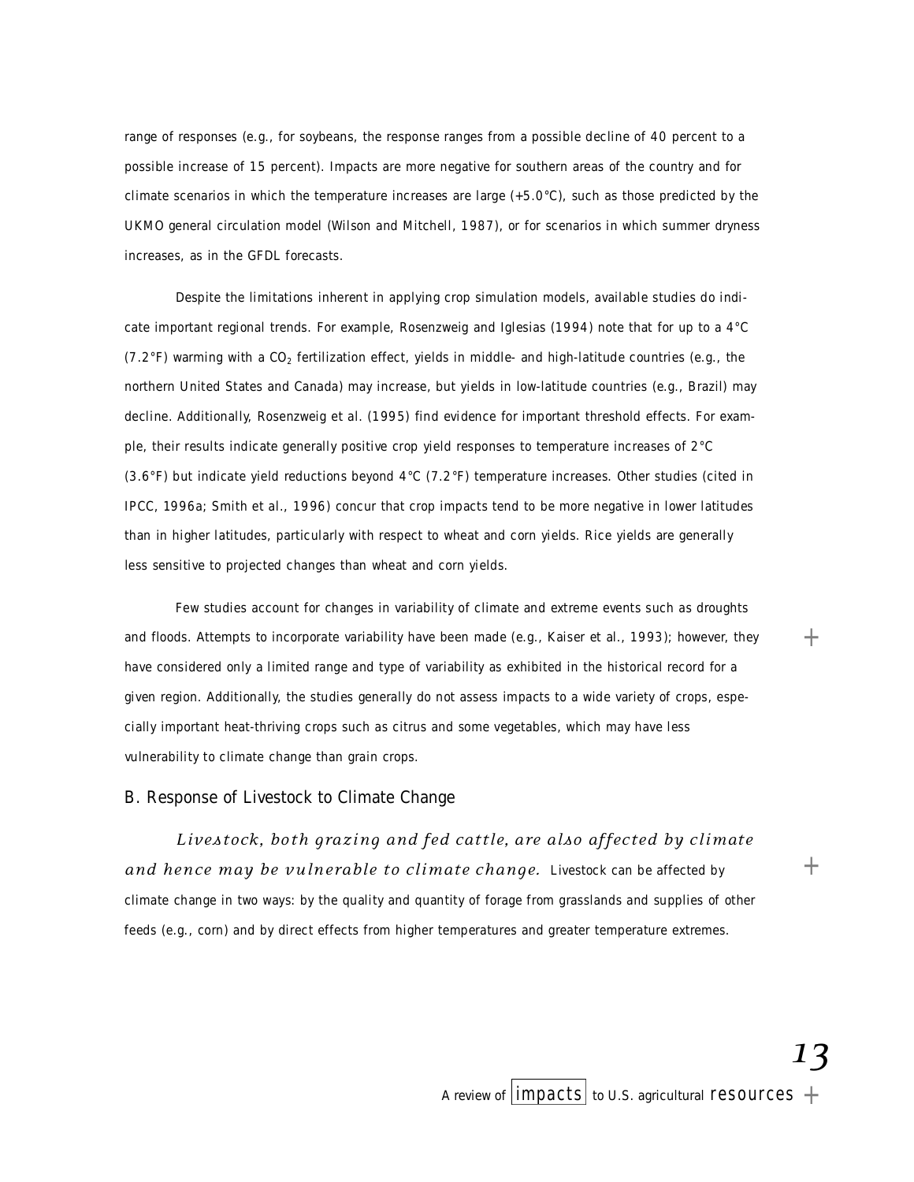range of responses (e.g., for soybeans, the response ranges from a possible decline of 40 percent to a possible increase of 15 percent). Impacts are more negative for southern areas of the country and for climate scenarios in which the temperature increases are large (+5.0°C), such as those predicted by the UKMO general circulation model (Wilson and Mitchell, 1987), or for scenarios in which summer dryness increases, as in the GFDL forecasts.

Despite the limitations inherent in applying crop simulation models, available studies do indicate important regional trends. For example, Rosenzweig and Iglesias (1994) note that for up to a 4°C (7.2°F) warming with a $CO_2$ fertilization effect, yields in middle- and high-latitude countries (e.g., the northern United States and Canada) may increase, but yields in low-latitude countries (e.g., Brazil) may decline. Additionally, Rosenzweig et al. (1995) find evidence for important threshold effects. For example, their results indicate generally positive crop yield responses to temperature increases of 2°C (3.6°F) but indicate yield reductions beyond 4°C (7.2°F) temperature increases. Other studies (cited in IPCC, 1996a; Smith et al., 1996) concur that crop impacts tend to be more negative in lower latitudes than in higher latitudes, particularly with respect to wheat and corn yields. Rice yields are generally less sensitive to projected changes than wheat and corn yields.

Few studies account for changes in variability of climate and extreme events such as droughts and floods. Attempts to incorporate variability have been made (e.g., Kaiser et al., 1993); however, they have considered only a limited range and type of variability as exhibited in the historical record for a given region. Additionally, the studies generally do not assess impacts to a wide variety of crops, especially important heat-thriving crops such as citrus and some vegetables, which may have less vulnerability to climate change than grain crops.

## B. Response of Livestock to Climate Change

*Livestock, both grazing and fed cattle, are also affected by climate and hence may be vulnerable to climate change.* Livestock can be affected by climate change in two ways: by the quality and quantity of forage from grasslands and supplies of other feeds (e.g., corn) and by direct effects from higher temperatures and greater temperature extremes.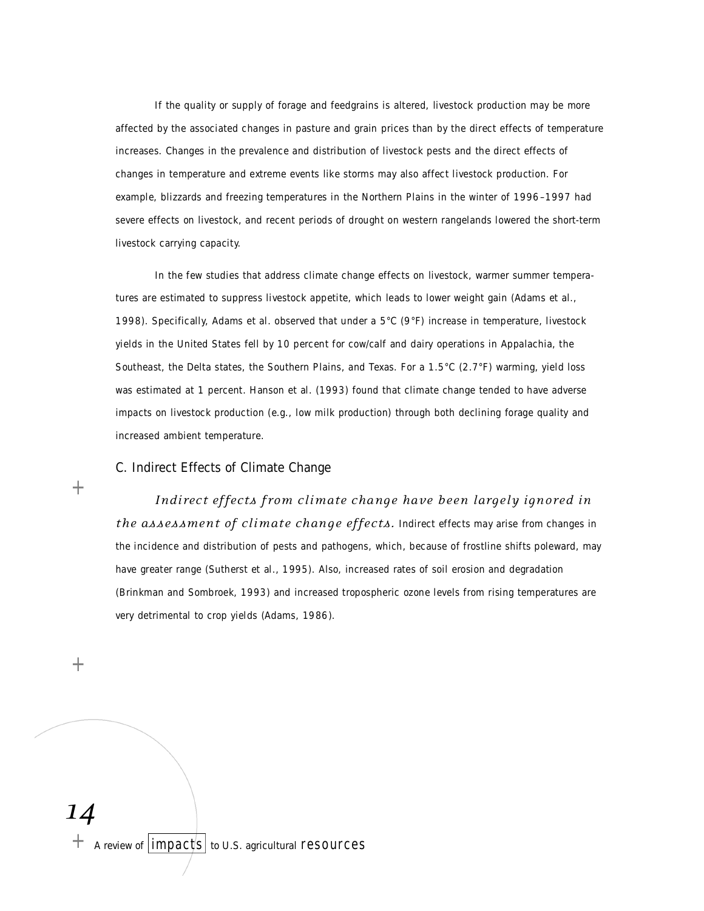If the quality or supply of forage and feedgrains is altered, livestock production may be more affected by the associated changes in pasture and grain prices than by the direct effects of temperature increases. Changes in the prevalence and distribution of livestock pests and the direct effects of changes in temperature and extreme events like storms may also affect livestock production. For example, blizzards and freezing temperatures in the Northern Plains in the winter of 1996–1997 had severe effects on livestock, and recent periods of drought on western rangelands lowered the short-term livestock carrying capacity.

In the few studies that address climate change effects on livestock, warmer summer temperatures are estimated to suppress livestock appetite, which leads to lower weight gain (Adams et al., 1998). Specifically, Adams et al. observed that under a 5°C (9°F) increase in temperature, livestock yields in the United States fell by 10 percent for cow/calf and dairy operations in Appalachia, the Southeast, the Delta states, the Southern Plains, and Texas. For a 1.5°C (2.7°F) warming, yield loss was estimated at 1 percent. Hanson et al. (1993) found that climate change tended to have adverse impacts on livestock production (e.g., low milk production) through both declining forage quality and increased ambient temperature.

## C. Indirect Effects of Climate Change

*Indirect effects from climate change have been largely ignored in the assessment of climate change effects.* Indirect effects may arise from changes in the incidence and distribution of pests and pathogens, which, because of frostline shifts poleward, may have greater range (Sutherst et al., 1995). Also, increased rates of soil erosion and degradation (Brinkman and Sombroek, 1993) and increased tropospheric ozone levels from rising temperatures are very detrimental to crop yields (Adams, 1986).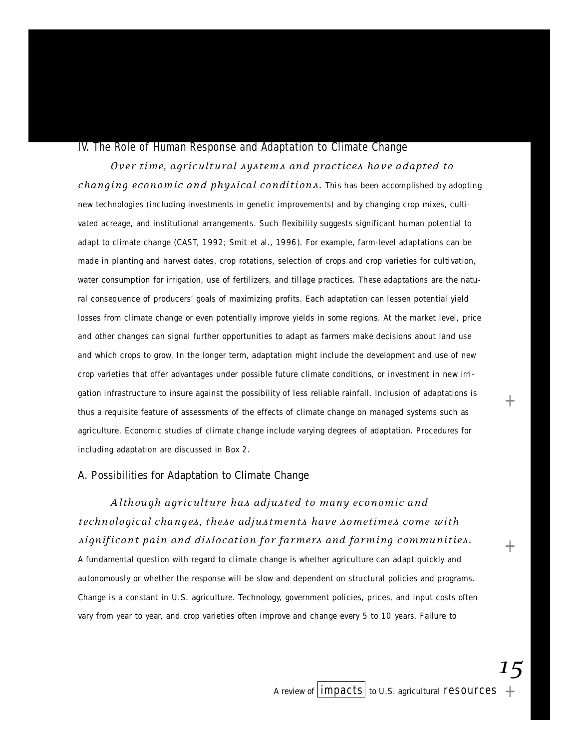## IV. The Role of Human Response and Adaptation to Climate Change

*Over time, agricultural systems and practices have adapted to changing economic and physical conditions.* This has been accomplished by adopting new technologies (including investments in genetic improvements) and by changing crop mixes, cultivated acreage, and institutional arrangements. Such flexibility suggests significant human potential to adapt to climate change (CAST, 1992; Smit et al., 1996). For example, farm-level adaptations can be made in planting and harvest dates, crop rotations, selection of crops and crop varieties for cultivation, water consumption for irrigation, use of fertilizers, and tillage practices. These adaptations are the natural consequence of producers' goals of maximizing profits. Each adaptation can lessen potential yield losses from climate change or even potentially improve yields in some regions. At the market level, price and other changes can signal further opportunities to adapt as farmers make decisions about land use and which crops to grow. In the longer term, adaptation might include the development and use of new crop varieties that offer advantages under possible future climate conditions, or investment in new irrigation infrastructure to insure against the possibility of less reliable rainfall. Inclusion of adaptations is thus a requisite feature of assessments of the effects of climate change on managed systems such as agriculture. Economic studies of climate change include varying degrees of adaptation. Procedures for including adaptation are discussed in Box 2.

### A. Possibilities for Adaptation to Climate Change

*Although agriculture has adjusted to many economic and technological changes, these adjustments have sometimes come with significant pain and dislocation for farmers and farming communities.* A fundamental question with regard to climate change is whether agriculture can adapt quickly and autonomously or whether the response will be slow and dependent on structural policies and programs. Change is a constant in U.S. agriculture. Technology, government policies, prices, and input costs often vary from year to year, and crop varieties often improve and change every 5 to 10 years. Failure to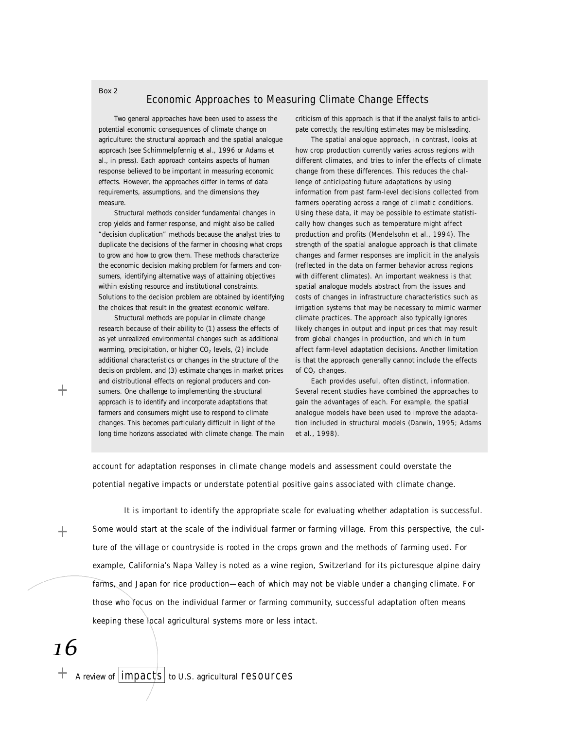Box 2

## Economic Approaches to Measuring Climate Change Effects

Two general approaches have been used to assess the potential economic consequences of climate change on agriculture: the structural approach and the spatial analogue approach (see Schimmelpfennig et al., 1996 or Adams et al., in press). Each approach contains aspects of human response believed to be important in measuring economic effects. However, the approaches differ in terms of data requirements, assumptions, and the dimensions they measure.

Structural methods consider fundamental changes in crop yields and farmer response, and might also be called "decision duplication" methods because the analyst tries to duplicate the decisions of the farmer in choosing what crops to grow and how to grow them. These methods characterize the economic decision making problem for farmers and consumers, identifying alternative ways of attaining objectives within existing resource and institutional constraints. Solutions to the decision problem are obtained by identifying the choices that result in the greatest economic welfare.

Structural methods are popular in climate change research because of their ability to (1) assess the effects of as yet unrealized environmental changes such as additional warming, precipitation, or higher $CO_2$ levels, (2) include additional characteristics or changes in the structure of the decision problem, and (3) estimate changes in market prices and distributional effects on regional producers and consumers. One challenge to implementing the structural approach is to identify and incorporate adaptations that farmers and consumers might use to respond to climate changes. This becomes particularly difficult in light of the long time horizons associated with climate change. The main criticism of this approach is that if the analyst fails to anticipate correctly, the resulting estimates may be misleading.

The spatial analogue approach, in contrast, looks at how crop production currently varies across regions with different climates, and tries to infer the effects of climate change from these differences. This reduces the challenge of anticipating future adaptations by using information from past farm-level decisions collected from farmers operating across a range of climatic conditions. Using these data, it may be possible to estimate statistically how changes such as temperature might affect production and profits (Mendelsohn et al., 1994). The strength of the spatial analogue approach is that climate changes and farmer responses are implicit in the analysis (reflected in the data on farmer behavior across regions with different climates). An important weakness is that spatial analogue models abstract from the issues and costs of changes in infrastructure characteristics such as irrigation systems that may be necessary to mimic warmer climate practices. The approach also typically ignores likely changes in output and input prices that may result from global changes in production, and which in turn affect farm-level adaptation decisions. Another limitation is that the approach generally cannot include the effects of $CO_2$ changes.

Each provides useful, often distinct, information. Several recent studies have combined the approaches to gain the advantages of each. For example, the spatial analogue models have been used to improve the adaptation included in structural models (Darwin, 1995; Adams et al., 1998).

account for adaptation responses in climate change models and assessment could overstate the potential negative impacts or understate potential positive gains associated with climate change.

It is important to identify the appropriate scale for evaluating whether adaptation is successful. Some would start at the scale of the individual farmer or farming village. From this perspective, the culture of the village or countryside is rooted in the crops grown and the methods of farming used. For example, California's Napa Valley is noted as a wine region, Switzerland for its picturesque alpine dairy farms, and Japan for rice production—each of which may not be viable under a changing climate. For those who focus on the individual farmer or farming community, successful adaptation often means keeping these local agricultural systems more or less intact.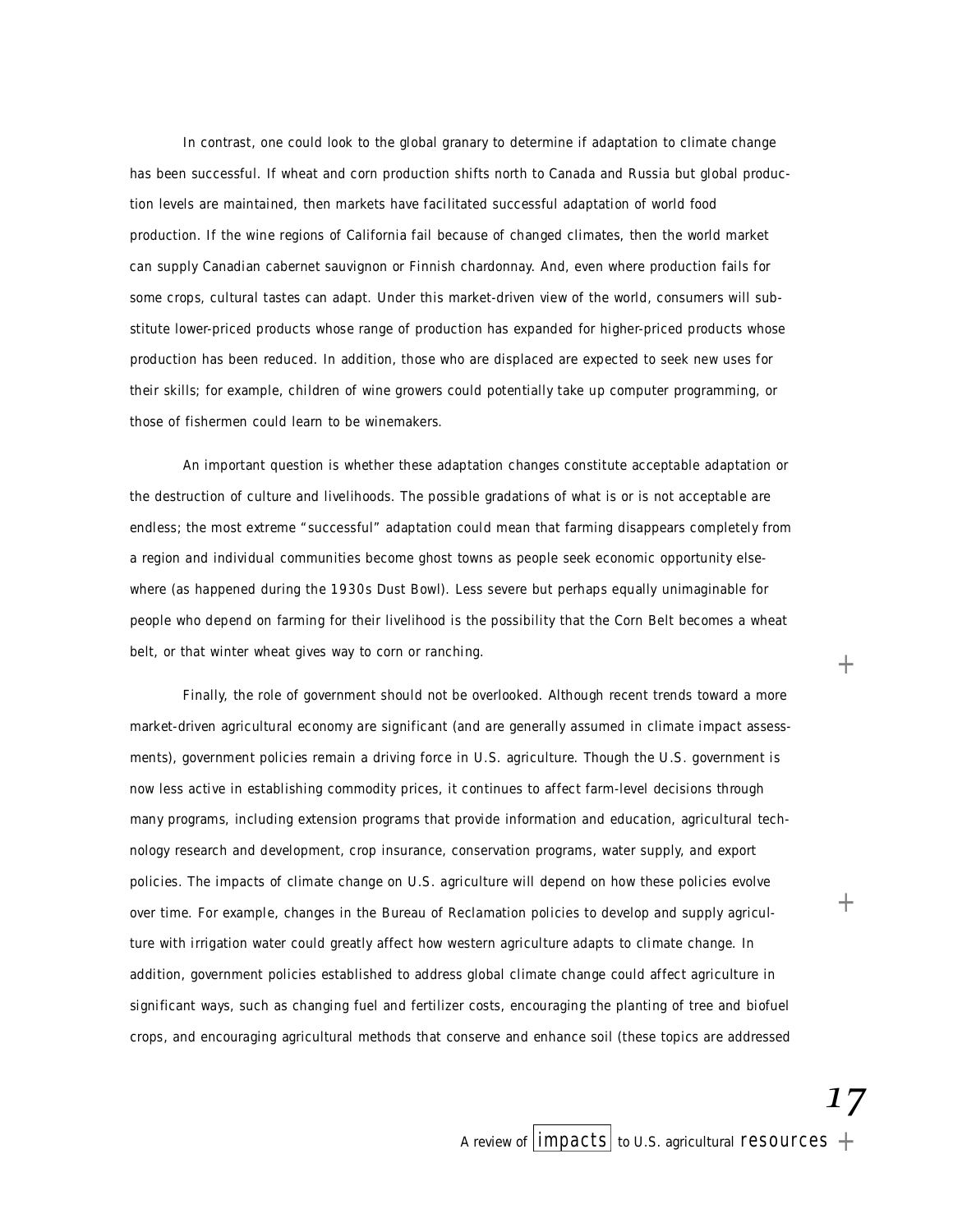In contrast, one could look to the global granary to determine if adaptation to climate change has been successful. If wheat and corn production shifts north to Canada and Russia but global production levels are maintained, then markets have facilitated successful adaptation of world food production. If the wine regions of California fail because of changed climates, then the world market can supply Canadian cabernet sauvignon or Finnish chardonnay. And, even where production fails for some crops, cultural tastes can adapt. Under this market-driven view of the world, consumers will substitute lower-priced products whose range of production has expanded for higher-priced products whose production has been reduced. In addition, those who are displaced are expected to seek new uses for their skills; for example, children of wine growers could potentially take up computer programming, or those of fishermen could learn to be winemakers.

An important question is whether these adaptation changes constitute acceptable adaptation or the destruction of culture and livelihoods. The possible gradations of what is or is not acceptable are endless; the most extreme "successful" adaptation could mean that farming disappears completely from a region and individual communities become ghost towns as people seek economic opportunity elsewhere (as happened during the 1930s Dust Bowl). Less severe but perhaps equally unimaginable for people who depend on farming for their livelihood is the possibility that the Corn Belt becomes a wheat belt, or that winter wheat gives way to corn or ranching.

Finally, the role of government should not be overlooked. Although recent trends toward a more market-driven agricultural economy are significant (and are generally assumed in climate impact assessments), government policies remain a driving force in U.S. agriculture. Though the U.S. government is now less active in establishing commodity prices, it continues to affect farm-level decisions through many programs, including extension programs that provide information and education, agricultural technology research and development, crop insurance, conservation programs, water supply, and export policies. The impacts of climate change on U.S. agriculture will depend on how these policies evolve over time. For example, changes in the Bureau of Reclamation policies to develop and supply agriculture with irrigation water could greatly affect how western agriculture adapts to climate change. In addition, government policies established to address global climate change could affect agriculture in significant ways, such as changing fuel and fertilizer costs, encouraging the planting of tree and biofuel crops, and encouraging agricultural methods that conserve and enhance soil (these topics are addressed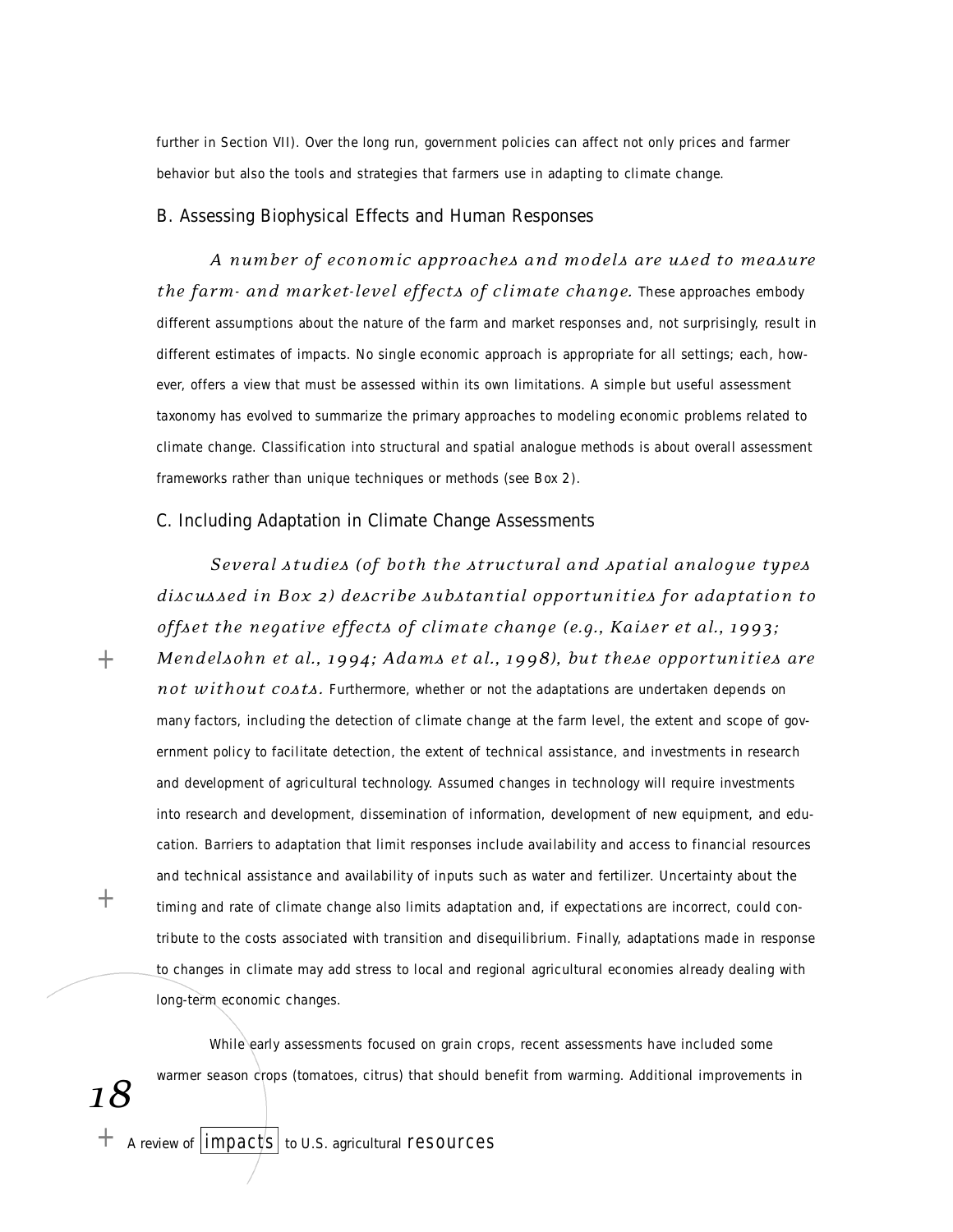further in Section VII). Over the long run, government policies can affect not only prices and farmer behavior but also the tools and strategies that farmers use in adapting to climate change.

## B. Assessing Biophysical Effects and Human Responses

*A number of economic approaches and models are used to measure the farm- and market-level effects of climate change.* These approaches embody different assumptions about the nature of the farm and market responses and, not surprisingly, result in different estimates of impacts. No single economic approach is appropriate for all settings; each, however, offers a view that must be assessed within its own limitations. A simple but useful assessment taxonomy has evolved to summarize the primary approaches to modeling economic problems related to climate change. Classification into structural and spatial analogue methods is about overall assessment frameworks rather than unique techniques or methods (see Box 2).

## C. Including Adaptation in Climate Change Assessments

*Several studies (of both the structural and spatial analogue types discussed in Box 2) describe substantial opportunities for adaptation to offset the negative effects of climate change (e.g., Kaiser et al., 1993; Mendelsohn et al., 1994; Adams et al., 1998), but these opportunities are not without costs.* Furthermore, whether or not the adaptations are undertaken depends on many factors, including the detection of climate change at the farm level, the extent and scope of government policy to facilitate detection, the extent of technical assistance, and investments in research and development of agricultural technology. Assumed changes in technology will require investments into research and development, dissemination of information, development of new equipment, and education. Barriers to adaptation that limit responses include availability and access to financial resources and technical assistance and availability of inputs such as water and fertilizer. Uncertainty about the timing and rate of climate change also limits adaptation and, if expectations are incorrect, could contribute to the costs associated with transition and disequilibrium. Finally, adaptations made in response to changes in climate may add stress to local and regional agricultural economies already dealing with long-term economic changes.

While early assessments focused on grain crops, recent assessments have included some warmer season crops (tomatoes, citrus) that should benefit from warming. Additional improvements in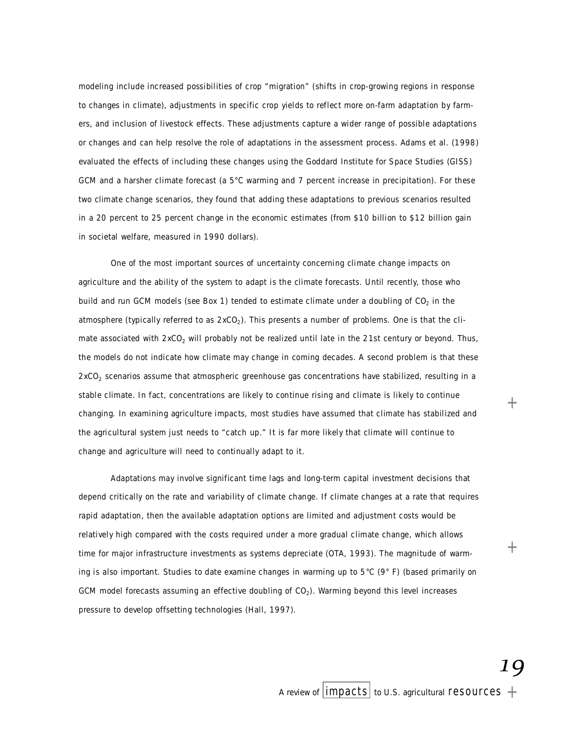modeling include increased possibilities of crop "migration" (shifts in crop-growing regions in response to changes in climate), adjustments in specific crop yields to reflect more on-farm adaptation by farmers, and inclusion of livestock effects. These adjustments capture a wider range of possible adaptations or changes and can help resolve the role of adaptations in the assessment process. Adams et al. (1998) evaluated the effects of including these changes using the Goddard Institute for Space Studies (GISS) GCM and a harsher climate forecast (a 5°C warming and 7 percent increase in precipitation). For these two climate change scenarios, they found that adding these adaptations to previous scenarios resulted in a 20 percent to 25 percent change in the economic estimates (from \$10 billion to \$12 billion gain in societal welfare, measured in 1990 dollars).

One of the most important sources of uncertainty concerning climate change impacts on agriculture and the ability of the system to adapt is the climate forecasts. Until recently, those who build and run GCM models (see Box 1) tended to estimate climate under a doubling of $CO_2$ in the atmosphere (typically referred to as $2xCO_2$). This presents a number of problems. One is that the climate associated with $2xCO_2$ will probably not be realized until late in the 21st century or beyond. Thus, the models do not indicate how climate may change in coming decades. A second problem is that these $2xCO_2$ scenarios assume that atmospheric greenhouse gas concentrations have stabilized, resulting in a stable climate. In fact, concentrations are likely to continue rising and climate is likely to continue changing. In examining agriculture impacts, most studies have assumed that climate has stabilized and the agricultural system just needs to "catch up." It is far more likely that climate will continue to change and agriculture will need to continually adapt to it.

Adaptations may involve significant time lags and long-term capital investment decisions that depend critically on the rate and variability of climate change. If climate changes at a rate that requires rapid adaptation, then the available adaptation options are limited and adjustment costs would be relatively high compared with the costs required under a more gradual climate change, which allows time for major infrastructure investments as systems depreciate (OTA, 1993). The magnitude of warming is also important. Studies to date examine changes in warming up to 5°C (9° F) (based primarily on GCM model forecasts assuming an effective doubling of $CO_2$). Warming beyond this level increases pressure to develop offsetting technologies (Hall, 1997).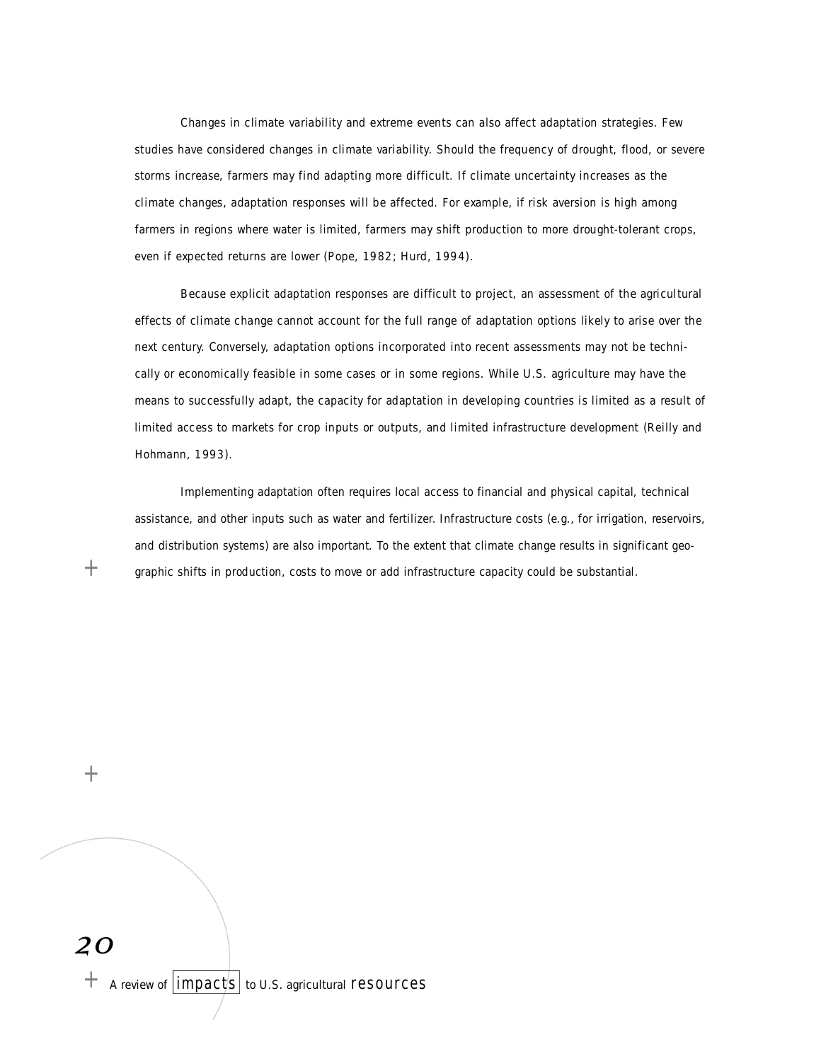Changes in climate variability and extreme events can also affect adaptation strategies. Few studies have considered changes in climate variability. Should the frequency of drought, flood, or severe storms increase, farmers may find adapting more difficult. If climate uncertainty increases as the climate changes, adaptation responses will be affected. For example, if risk aversion is high among farmers in regions where water is limited, farmers may shift production to more drought-tolerant crops, even if expected returns are lower (Pope, 1982; Hurd, 1994).

Because explicit adaptation responses are difficult to project, an assessment of the agricultural effects of climate change cannot account for the full range of adaptation options likely to arise over the next century. Conversely, adaptation options incorporated into recent assessments may not be technically or economically feasible in some cases or in some regions. While U.S. agriculture may have the means to successfully adapt, the capacity for adaptation in developing countries is limited as a result of limited access to markets for crop inputs or outputs, and limited infrastructure development (Reilly and Hohmann, 1993).

Implementing adaptation often requires local access to financial and physical capital, technical assistance, and other inputs such as water and fertilizer. Infrastructure costs (e.g., for irrigation, reservoirs, and distribution systems) are also important. To the extent that climate change results in significant geographic shifts in production, costs to move or add infrastructure capacity could be substantial.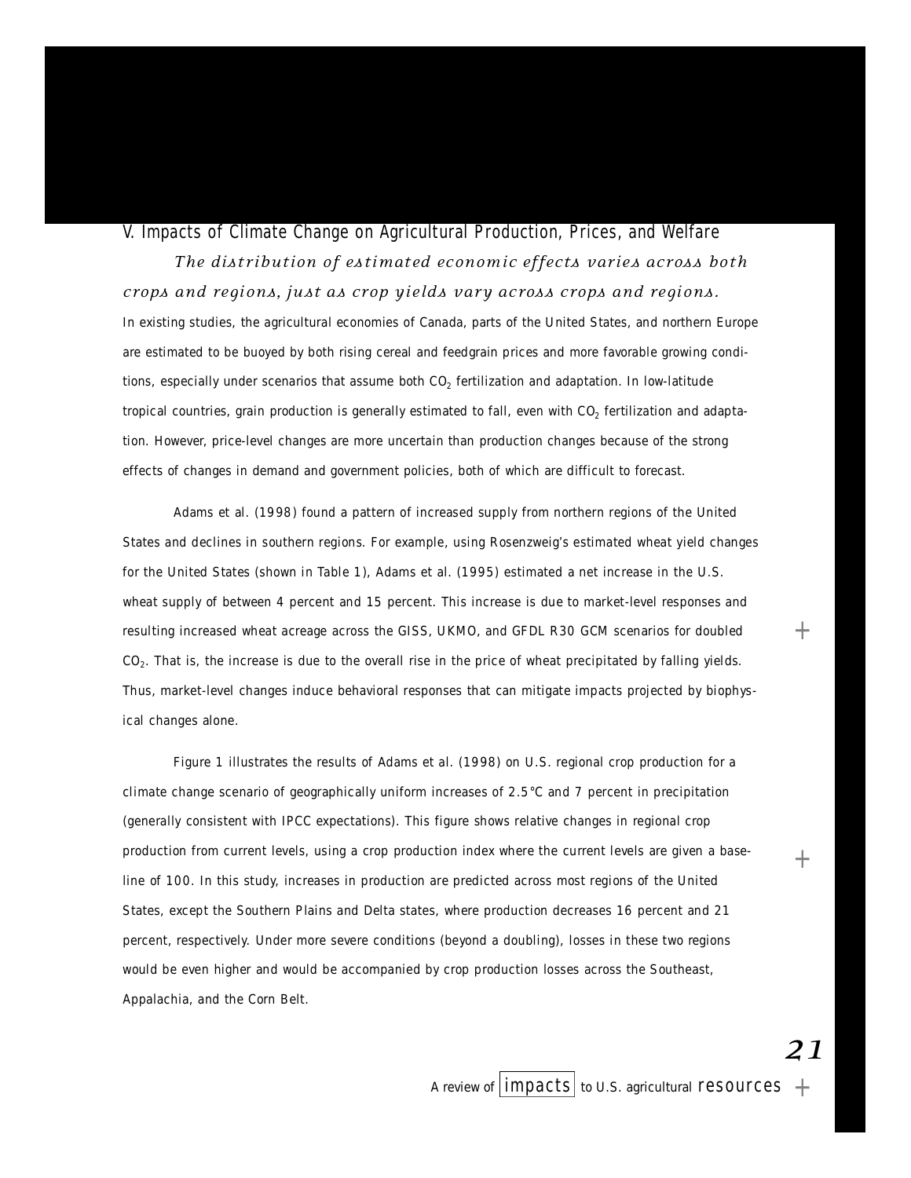## V. Impacts of Climate Change on Agricultural Production, Prices, and Welfare

*The distribution of estimated economic effects varies across both crops and regions, just as crop yields vary across crops and regions.* In existing studies, the agricultural economies of Canada, parts of the United States, and northern Europe are estimated to be buoyed by both rising cereal and feedgrain prices and more favorable growing conditions, especially under scenarios that assume both $CO_2$ fertilization and adaptation. In low-latitude tropical countries, grain production is generally estimated to fall, even with $CO_2$ fertilization and adaptation. However, price-level changes are more uncertain than production changes because of the strong effects of changes in demand and government policies, both of which are difficult to forecast.

Adams et al. (1998) found a pattern of increased supply from northern regions of the United States and declines in southern regions. For example, using Rosenzweig's estimated wheat yield changes for the United States (shown in Table 1), Adams et al. (1995) estimated a net increase in the U.S. wheat supply of between 4 percent and 15 percent. This increase is due to market-level responses and resulting increased wheat acreage across the GISS, UKMO, and GFDL R30 GCM scenarios for doubled $CO_2$. That is, the increase is due to the overall rise in the price of wheat precipitated by falling yields. Thus, market-level changes induce behavioral responses that can mitigate impacts projected by biophysical changes alone.

Figure 1 illustrates the results of Adams et al. (1998) on U.S. regional crop production for a climate change scenario of geographically uniform increases of 2.5°C and 7 percent in precipitation (generally consistent with IPCC expectations). This figure shows relative changes in regional crop production from current levels, using a crop production index where the current levels are given a baseline of 100. In this study, increases in production are predicted across most regions of the United States, except the Southern Plains and Delta states, where production decreases 16 percent and 21 percent, respectively. Under more severe conditions (beyond a doubling), losses in these two regions would be even higher and would be accompanied by crop production losses across the Southeast, Appalachia, and the Corn Belt.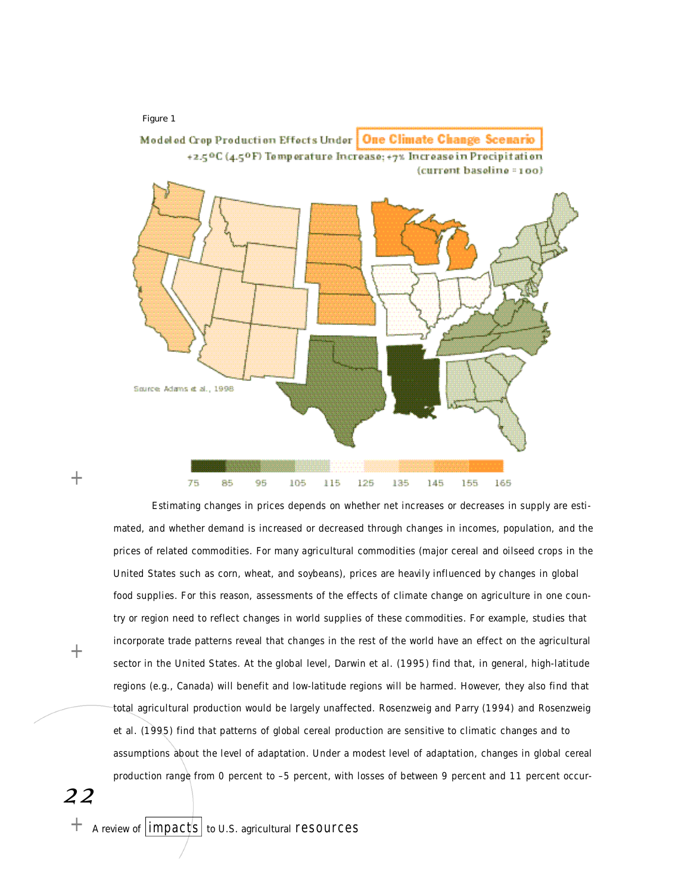Figure 1

Modeled Crop Production Effects Under One Climate Change Scenario

+2.5°C (4.5°F) Temperature Increase; +7% Increase in Precipitation

(current baseline = 100)

Source: Adams et al., 1998

75 85 95 105 115 125 135 145 155 165

Estimating changes in prices depends on whether net increases or decreases in supply are estimated, and whether demand is increased or decreased through changes in incomes, population, and the prices of related commodities. For many agricultural commodities (major cereal and oilseed crops in the United States such as corn, wheat, and soybeans), prices are heavily influenced by changes in global food supplies. For this reason, assessments of the effects of climate change on agriculture in one country or region need to reflect changes in world supplies of these commodities. For example, studies that incorporate trade patterns reveal that changes in the rest of the world have an effect on the agricultural sector in the United States. At the global level, Darwin et al. (1995) find that, in general, high-latitude regions (e.g., Canada) will benefit and low-latitude regions will be harmed. However, they also find that total agricultural production would be largely unaffected. Rosenzweig and Parry (1994) and Rosenzweig et al. (1995) find that patterns of global cereal production are sensitive to climatic changes and to assumptions about the level of adaptation. Under a modest level of adaptation, changes in global cereal production range from 0 percent to –5 percent, with losses of between 9 percent and 11 percent occur-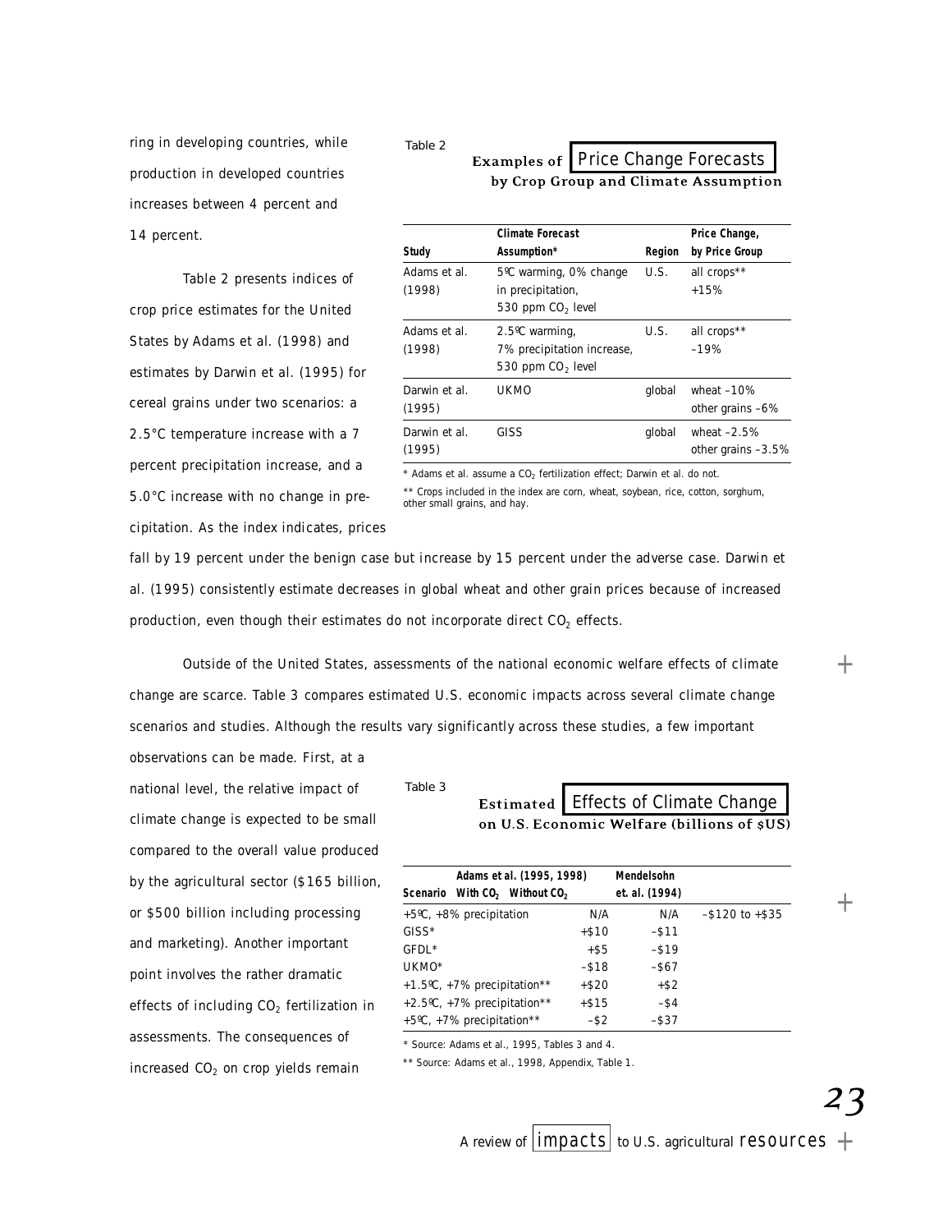ring in developing countries, while production in developed countries increases between 4 percent and 14 percent.

Table 2 presents indices of crop price estimates for the United States by Adams et al. (1998) and estimates by Darwin et al. (1995) for cereal grains under two scenarios: a 2.5°C temperature increase with a 7 percent precipitation increase, and a 5.0°C increase with no change in precipitation. As the index indicates, prices fall by 19 percent under the benign case but increase by 15 percent under the adverse case. Darwin et al. (1995) consistently estimate decreases in global wheat and other grain prices because of increased production, even though their estimates do not incorporate direct $CO_2$ effects.

Table 2

**Examples of Price Change Forecasts by Crop Group and Climate Assumption**

| Study | Climate Forecast Assumption* | Region | Price Change, by Price Group |
|---|---|---|---|
| Adams et al. (1998) | 5ºC warming, 0% change in precipitation, 530 ppm $CO_2$ level | U.S. | all crops** +15% |
| Adams et al. (1998) | 2.5ºC warming, 7% precipitation increase, 530 ppm $CO_2$ level | U.S. | all crops** –19% |
| Darwin et al. (1995) | UKMO | global | wheat –10% other grains –6% |
| Darwin et al. (1995) | GISS | global | wheat –2.5% other grains –3.5% |

\* Adams et al. assume a $CO_2$ fertilization effect; Darwin et al. do not.

** Crops included in the index are corn, wheat, soybean, rice, cotton, sorghum, other small grains, and hay.

Outside of the United States, assessments of the national economic welfare effects of climate change are scarce. Table 3 compares estimated U.S. economic impacts across several climate change scenarios and studies. Although the results vary significantly across these studies, a few important observations can be made. First, at a national level, the relative impact of climate change is expected to be small compared to the overall value produced by the agricultural sector ($165 billion, or $500 billion including processing and marketing). Another important point involves the rather dramatic effects of including $CO_2$ fertilization in assessments. The consequences of increased $CO_2$ on crop yields remain

Table 3

**Estimated Effects of Climate Change on U.S. Economic Welfare (billions of $US)**

| Scenario | Adams et al. (1995, 1998) With $CO_2$ | Adams et al. (1995, 1998) Without $CO_2$ | Mendelsohn et. al. (1994) |
|---|---|---|---|
| +5ºC, +8% precipitation | N/A | N/A | –$120 to +$35 |
| GISS* | +$10 | –$11 | |
| GFDL* | +$5 | –$19 | |
| UKMO* | –$18 | –$67 | |
| +1.5ºC, +7% precipitation** | +$20 | +$2 | |
| +2.5ºC, +7% precipitation** | +$15 | –$4 | |
| +5ºC, +7% precipitation** | –$2 | –$37 | |

\* Source: Adams et al., 1995, Tables 3 and 4.

** Source: Adams et al., 1998, Appendix, Table 1.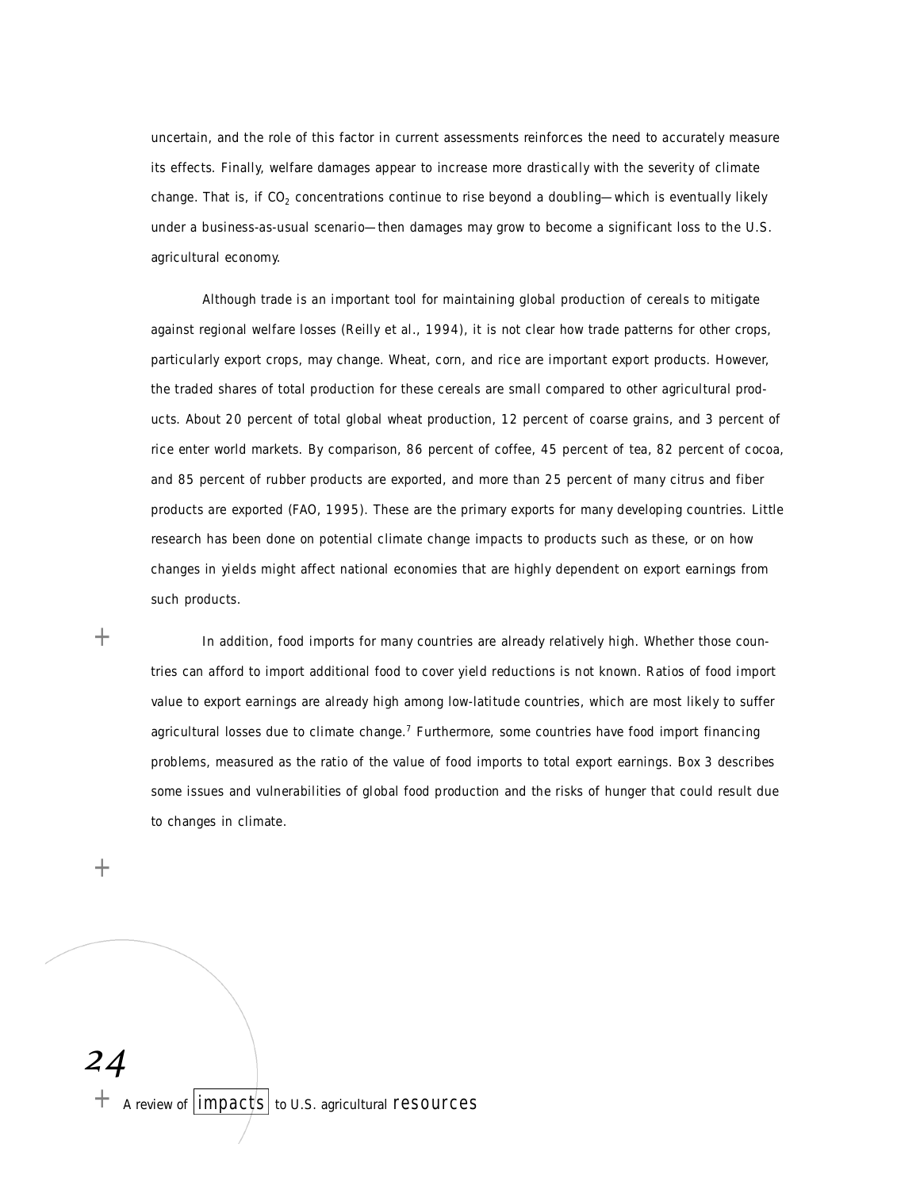uncertain, and the role of this factor in current assessments reinforces the need to accurately measure its effects. Finally, welfare damages appear to increase more drastically with the severity of climate change. That is, if $CO_2$ concentrations continue to rise beyond a doubling—which is eventually likely under a business-as-usual scenario—then damages may grow to become a significant loss to the U.S. agricultural economy.

Although trade is an important tool for maintaining global production of cereals to mitigate against regional welfare losses (Reilly et al., 1994), it is not clear how trade patterns for other crops, particularly export crops, may change. Wheat, corn, and rice are important export products. However, the traded shares of total production for these cereals are small compared to other agricultural products. About 20 percent of total global wheat production, 12 percent of coarse grains, and 3 percent of rice enter world markets. By comparison, 86 percent of coffee, 45 percent of tea, 82 percent of cocoa, and 85 percent of rubber products are exported, and more than 25 percent of many citrus and fiber products are exported (FAO, 1995). These are the primary exports for many developing countries. Little research has been done on potential climate change impacts to products such as these, or on how changes in yields might affect national economies that are highly dependent on export earnings from such products.

In addition, food imports for many countries are already relatively high. Whether those countries can afford to import additional food to cover yield reductions is not known. Ratios of food import value to export earnings are already high among low-latitude countries, which are most likely to suffer agricultural losses due to climate change.[7] Furthermore, some countries have food import financing problems, measured as the ratio of the value of food imports to total export earnings. Box 3 describes some issues and vulnerabilities of global food production and the risks of hunger that could result due to changes in climate.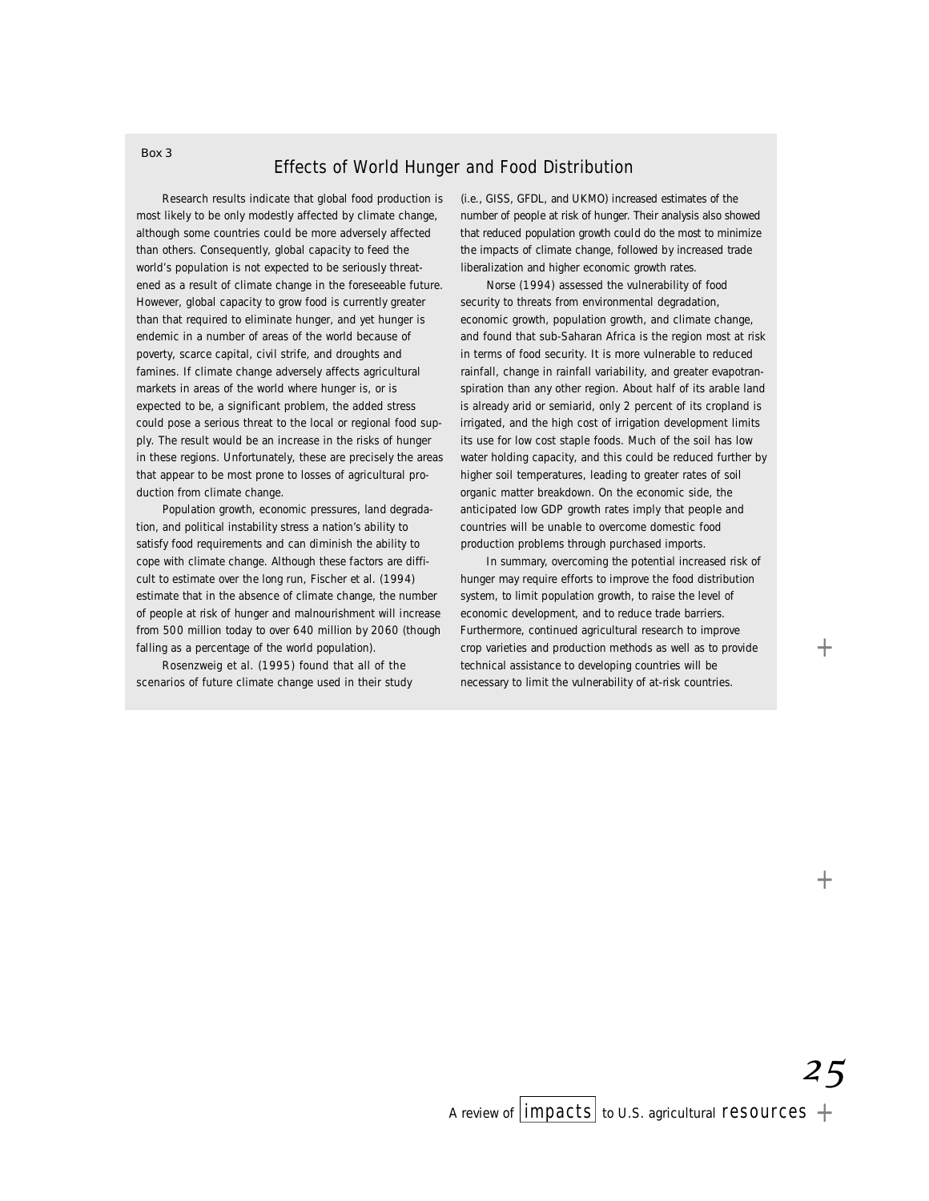Box 3

## Effects of World Hunger and Food Distribution

Research results indicate that global food production is most likely to be only modestly affected by climate change, although some countries could be more adversely affected than others. Consequently, global capacity to feed the world's population is not expected to be seriously threatened as a result of climate change in the foreseeable future. However, global capacity to grow food is currently greater than that required to eliminate hunger, and yet hunger is endemic in a number of areas of the world because of poverty, scarce capital, civil strife, and droughts and famines. If climate change adversely affects agricultural markets in areas of the world where hunger is, or is expected to be, a significant problem, the added stress could pose a serious threat to the local or regional food supply. The result would be an increase in the risks of hunger in these regions. Unfortunately, these are precisely the areas that appear to be most prone to losses of agricultural production from climate change.

Population growth, economic pressures, land degradation, and political instability stress a nation's ability to satisfy food requirements and can diminish the ability to cope with climate change. Although these factors are difficult to estimate over the long run, Fischer et al. (1994) estimate that in the absence of climate change, the number of people at risk of hunger and malnourishment will increase from 500 million today to over 640 million by 2060 (though falling as a percentage of the world population).

Rosenzweig et al. (1995) found that all of the scenarios of future climate change used in their study (i.e., GISS, GFDL, and UKMO) increased estimates of the number of people at risk of hunger. Their analysis also showed that reduced population growth could do the most to minimize the impacts of climate change, followed by increased trade liberalization and higher economic growth rates.

Norse (1994) assessed the vulnerability of food security to threats from environmental degradation, economic growth, population growth, and climate change, and found that sub-Saharan Africa is the region most at risk in terms of food security. It is more vulnerable to reduced rainfall, change in rainfall variability, and greater evapotranspiration than any other region. About half of its arable land is already arid or semiarid, only 2 percent of its cropland is irrigated, and the high cost of irrigation development limits its use for low cost staple foods. Much of the soil has low water holding capacity, and this could be reduced further by higher soil temperatures, leading to greater rates of soil organic matter breakdown. On the economic side, the anticipated low GDP growth rates imply that people and countries will be unable to overcome domestic food production problems through purchased imports.

In summary, overcoming the potential increased risk of hunger may require efforts to improve the food distribution system, to limit population growth, to raise the level of economic development, and to reduce trade barriers. Furthermore, continued agricultural research to improve crop varieties and production methods as well as to provide technical assistance to developing countries will be necessary to limit the vulnerability of at-risk countries.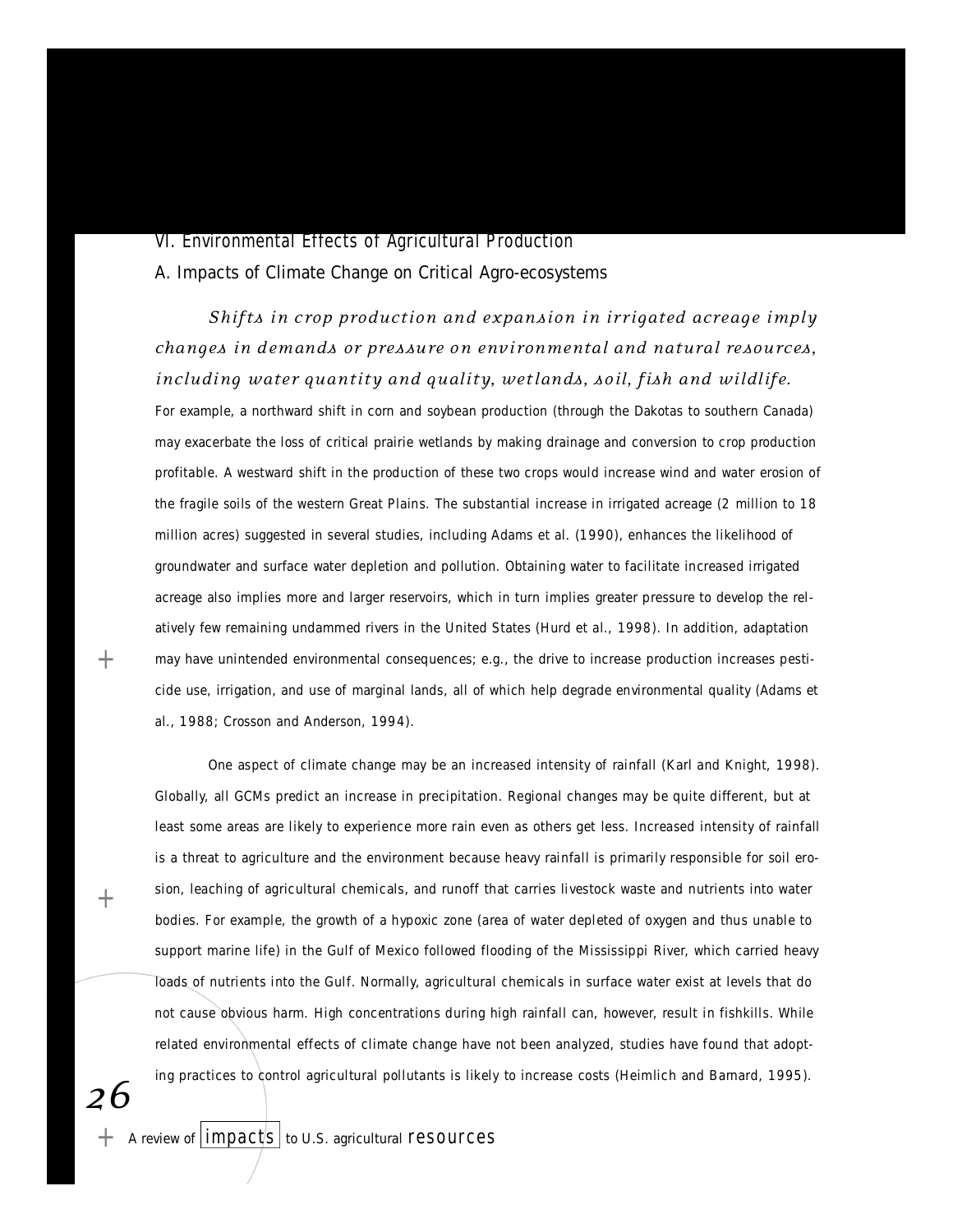## VI. Environmental Effects of Agricultural Production

### A. Impacts of Climate Change on Critical Agro-ecosystems

*Shifts in crop production and expansion in irrigated acreage imply changes in demands or pressure on environmental and natural resources, including water quantity and quality, wetlands, soil, fish and wildlife.* For example, a northward shift in corn and soybean production (through the Dakotas to southern Canada) may exacerbate the loss of critical prairie wetlands by making drainage and conversion to crop production profitable. A westward shift in the production of these two crops would increase wind and water erosion of the fragile soils of the western Great Plains. The substantial increase in irrigated acreage (2 million to 18 million acres) suggested in several studies, including Adams et al. (1990), enhances the likelihood of groundwater and surface water depletion and pollution. Obtaining water to facilitate increased irrigated acreage also implies more and larger reservoirs, which in turn implies greater pressure to develop the relatively few remaining undammed rivers in the United States (Hurd et al., 1998). In addition, adaptation may have unintended environmental consequences; e.g., the drive to increase production increases pesticide use, irrigation, and use of marginal lands, all of which help degrade environmental quality (Adams et al., 1988; Crosson and Anderson, 1994).

One aspect of climate change may be an increased intensity of rainfall (Karl and Knight, 1998). Globally, all GCMs predict an increase in precipitation. Regional changes may be quite different, but at least some areas are likely to experience more rain even as others get less. Increased intensity of rainfall is a threat to agriculture and the environment because heavy rainfall is primarily responsible for soil erosion, leaching of agricultural chemicals, and runoff that carries livestock waste and nutrients into water bodies. For example, the growth of a hypoxic zone (area of water depleted of oxygen and thus unable to support marine life) in the Gulf of Mexico followed flooding of the Mississippi River, which carried heavy loads of nutrients into the Gulf. Normally, agricultural chemicals in surface water exist at levels that do not cause obvious harm. High concentrations during high rainfall can, however, result in fishkills. While related environmental effects of climate change have not been analyzed, studies have found that adopting practices to control agricultural pollutants is likely to increase costs (Heimlich and Barnard, 1995).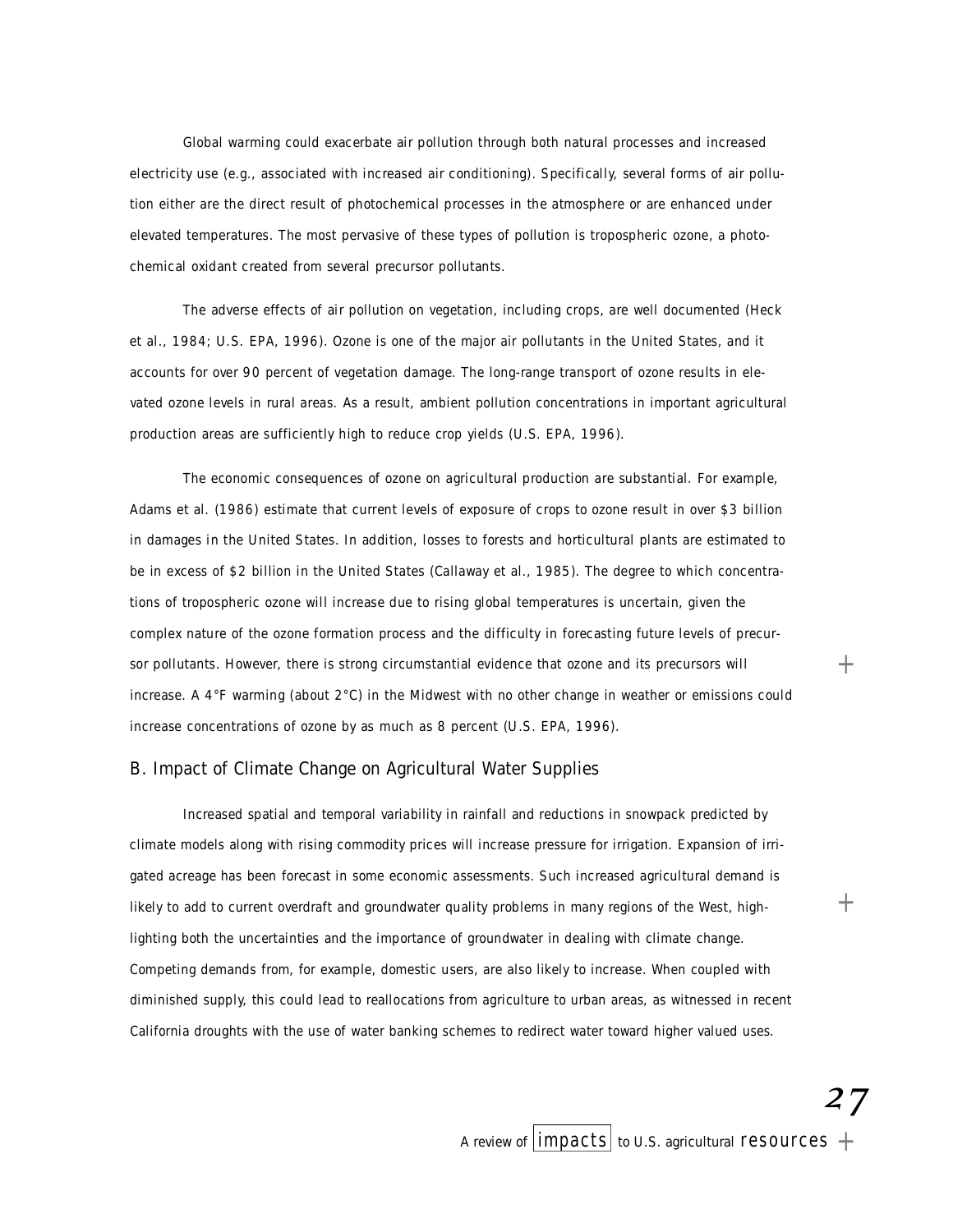Global warming could exacerbate air pollution through both natural processes and increased electricity use (e.g., associated with increased air conditioning). Specifically, several forms of air pollution either are the direct result of photochemical processes in the atmosphere or are enhanced under elevated temperatures. The most pervasive of these types of pollution is tropospheric ozone, a photochemical oxidant created from several precursor pollutants.

The adverse effects of air pollution on vegetation, including crops, are well documented (Heck et al., 1984; U.S. EPA, 1996). Ozone is one of the major air pollutants in the United States, and it accounts for over 90 percent of vegetation damage. The long-range transport of ozone results in elevated ozone levels in rural areas. As a result, ambient pollution concentrations in important agricultural production areas are sufficiently high to reduce crop yields (U.S. EPA, 1996).

The economic consequences of ozone on agricultural production are substantial. For example, Adams et al. (1986) estimate that current levels of exposure of crops to ozone result in over $3 billion in damages in the United States. In addition, losses to forests and horticultural plants are estimated to be in excess of $2 billion in the United States (Callaway et al., 1985). The degree to which concentrations of tropospheric ozone will increase due to rising global temperatures is uncertain, given the complex nature of the ozone formation process and the difficulty in forecasting future levels of precursor pollutants. However, there is strong circumstantial evidence that ozone and its precursors will increase. A 4°F warming (about 2°C) in the Midwest with no other change in weather or emissions could increase concentrations of ozone by as much as 8 percent (U.S. EPA, 1996).

## B. Impact of Climate Change on Agricultural Water Supplies

Increased spatial and temporal variability in rainfall and reductions in snowpack predicted by climate models along with rising commodity prices will increase pressure for irrigation. Expansion of irrigated acreage has been forecast in some economic assessments. Such increased agricultural demand is likely to add to current overdraft and groundwater quality problems in many regions of the West, highlighting both the uncertainties and the importance of groundwater in dealing with climate change. Competing demands from, for example, domestic users, are also likely to increase. When coupled with diminished supply, this could lead to reallocations from agriculture to urban areas, as witnessed in recent California droughts with the use of water banking schemes to redirect water toward higher valued uses.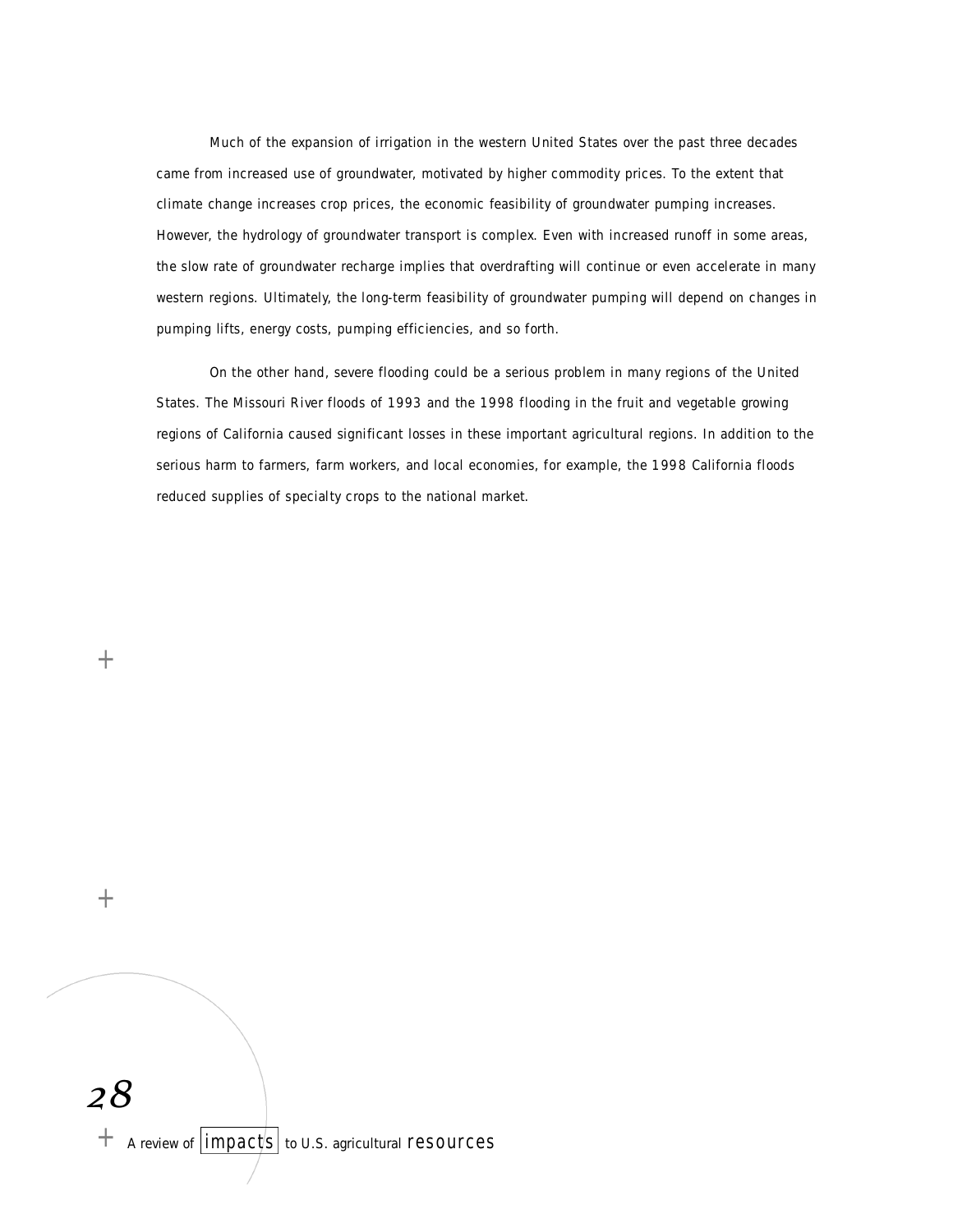Much of the expansion of irrigation in the western United States over the past three decades came from increased use of groundwater, motivated by higher commodity prices. To the extent that climate change increases crop prices, the economic feasibility of groundwater pumping increases. However, the hydrology of groundwater transport is complex. Even with increased runoff in some areas, the slow rate of groundwater recharge implies that overdrafting will continue or even accelerate in many western regions. Ultimately, the long-term feasibility of groundwater pumping will depend on changes in pumping lifts, energy costs, pumping efficiencies, and so forth.

On the other hand, severe flooding could be a serious problem in many regions of the United States. The Missouri River floods of 1993 and the 1998 flooding in the fruit and vegetable growing regions of California caused significant losses in these important agricultural regions. In addition to the serious harm to farmers, farm workers, and local economies, for example, the 1998 California floods reduced supplies of specialty crops to the national market.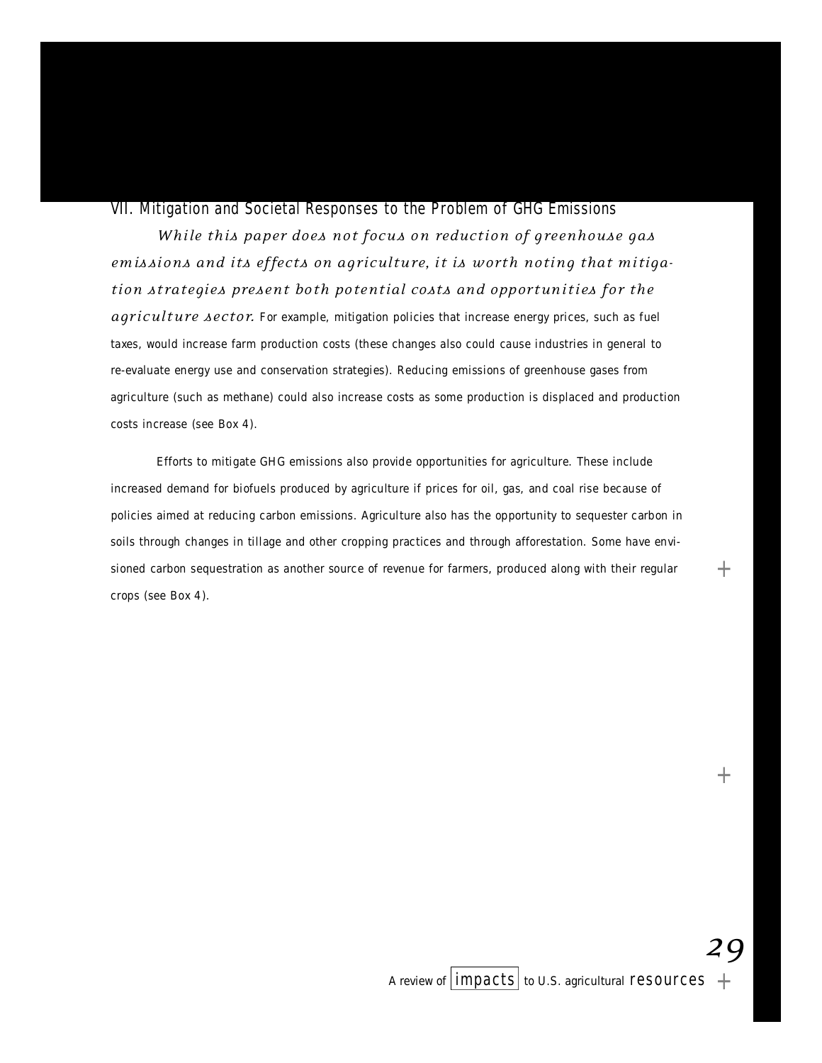## VII. Mitigation and Societal Responses to the Problem of GHG Emissions

*While this paper does not focus on reduction of greenhouse gas emissions and its effects on agriculture, it is worth noting that mitigation strategies present both potential costs and opportunities for the agriculture sector.* For example, mitigation policies that increase energy prices, such as fuel taxes, would increase farm production costs (these changes also could cause industries in general to re-evaluate energy use and conservation strategies). Reducing emissions of greenhouse gases from agriculture (such as methane) could also increase costs as some production is displaced and production costs increase (see Box 4).

Efforts to mitigate GHG emissions also provide opportunities for agriculture. These include increased demand for biofuels produced by agriculture if prices for oil, gas, and coal rise because of policies aimed at reducing carbon emissions. Agriculture also has the opportunity to sequester carbon in soils through changes in tillage and other cropping practices and through afforestation. Some have envisioned carbon sequestration as another source of revenue for farmers, produced along with their regular crops (see Box 4).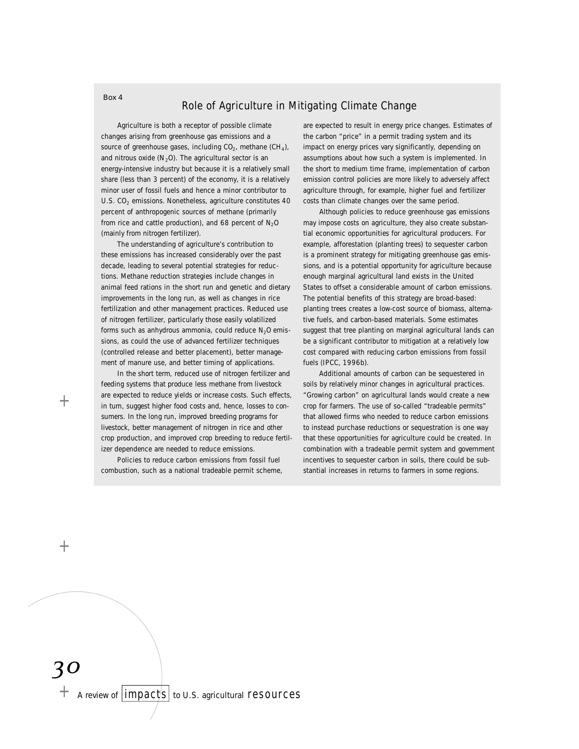Box 4

## Role of Agriculture in Mitigating Climate Change

Agriculture is both a receptor of possible climate changes arising from greenhouse gas emissions and a source of greenhouse gases, including $CO_2$, methane ($CH_4$), and nitrous oxide ($N_2O$). The agricultural sector is an energy-intensive industry but because it is a relatively small share (less than 3 percent) of the economy, it is a relatively minor user of fossil fuels and hence a minor contributor to U.S. $CO_2$ emissions. Nonetheless, agriculture constitutes 40 percent of anthropogenic sources of methane (primarily from rice and cattle production), and 68 percent of $N_2O$ (mainly from nitrogen fertilizer).

The understanding of agriculture's contribution to these emissions has increased considerably over the past decade, leading to several potential strategies for reductions. Methane reduction strategies include changes in animal feed rations in the short run and genetic and dietary improvements in the long run, as well as changes in rice fertilization and other management practices. Reduced use of nitrogen fertilizer, particularly those easily volatilized forms such as anhydrous ammonia, could reduce $N_2O$ emissions, as could the use of advanced fertilizer techniques (controlled release and better placement), better management of manure use, and better timing of applications.

In the short term, reduced use of nitrogen fertilizer and feeding systems that produce less methane from livestock are expected to reduce yields or increase costs. Such effects, in turn, suggest higher food costs and, hence, losses to consumers. In the long run, improved breeding programs for livestock, better management of nitrogen in rice and other crop production, and improved crop breeding to reduce fertilizer dependence are needed to reduce emissions.

Policies to reduce carbon emissions from fossil fuel combustion, such as a national tradeable permit scheme, are expected to result in energy price changes. Estimates of the carbon "price" in a permit trading system and its impact on energy prices vary significantly, depending on assumptions about how such a system is implemented. In the short to medium time frame, implementation of carbon emission control policies are more likely to adversely affect agriculture through, for example, higher fuel and fertilizer costs than climate changes over the same period.

Although policies to reduce greenhouse gas emissions may impose costs on agriculture, they also create substantial economic opportunities for agricultural producers. For example, afforestation (planting trees) to sequester carbon is a prominent strategy for mitigating greenhouse gas emissions, and is a potential opportunity for agriculture because enough marginal agricultural land exists in the United States to offset a considerable amount of carbon emissions. The potential benefits of this strategy are broad-based: planting trees creates a low-cost source of biomass, alternative fuels, and carbon-based materials. Some estimates suggest that tree planting on marginal agricultural lands can be a significant contributor to mitigation at a relatively low cost compared with reducing carbon emissions from fossil fuels (IPCC, 1996b).

Additional amounts of carbon can be sequestered in soils by relatively minor changes in agricultural practices. "Growing carbon" on agricultural lands would create a new crop for farmers. The use of so-called "tradeable permits" that allowed firms who needed to reduce carbon emissions to instead purchase reductions or sequestration is one way that these opportunities for agriculture could be created. In combination with a tradeable permit system and government incentives to sequester carbon in soils, there could be substantial increases in returns to farmers in some regions.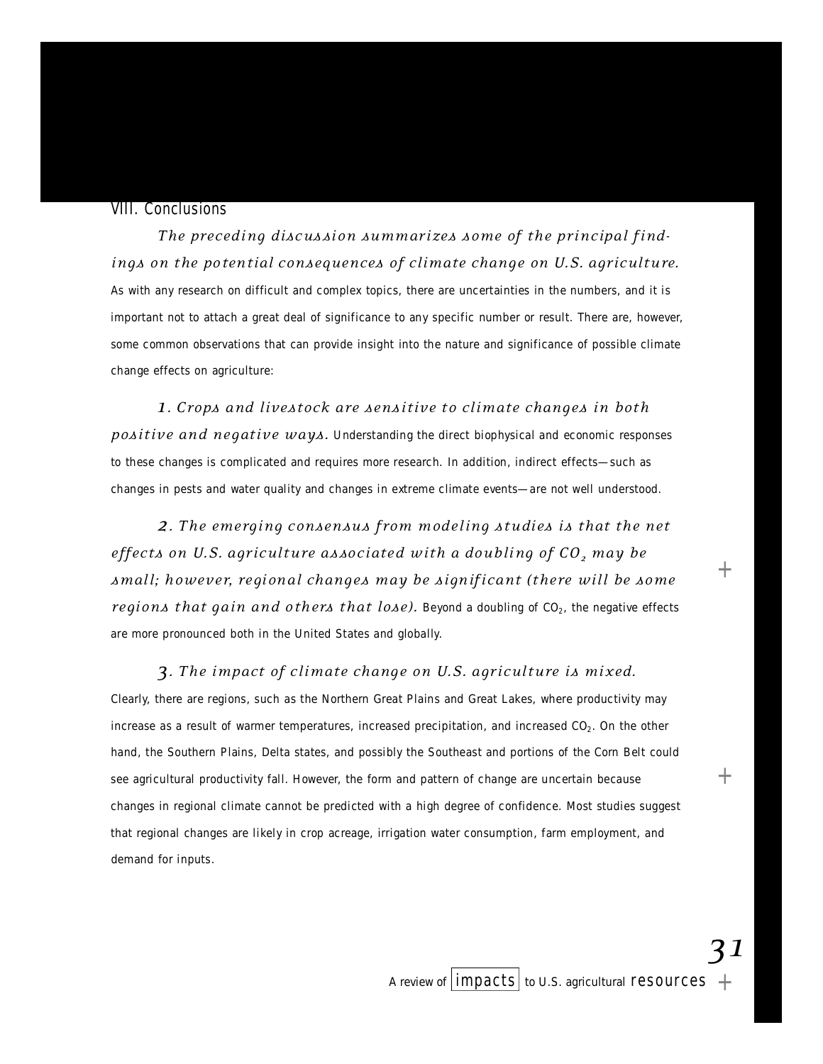## VIII. Conclusions

*The preceding discussion summarizes some of the principal findings on the potential consequences of climate change on U.S. agriculture.* As with any research on difficult and complex topics, there are uncertainties in the numbers, and it is important not to attach a great deal of significance to any specific number or result. There are, however, some common observations that can provide insight into the nature and significance of possible climate change effects on agriculture:

*1. Crops and livestock are sensitive to climate changes in both positive and negative ways.* Understanding the direct biophysical and economic responses to these changes is complicated and requires more research. In addition, indirect effects—such as changes in pests and water quality and changes in extreme climate events—are not well understood.

*2. The emerging consensus from modeling studies is that the net effects on U.S. agriculture associated with a doubling of $CO_2$ may be small; however, regional changes may be significant (there will be some regions that gain and others that lose).* Beyond a doubling of $CO_2$, the negative effects are more pronounced both in the United States and globally.

*3. The impact of climate change on U.S. agriculture is mixed.* Clearly, there are regions, such as the Northern Great Plains and Great Lakes, where productivity may increase as a result of warmer temperatures, increased precipitation, and increased $CO_2$. On the other hand, the Southern Plains, Delta states, and possibly the Southeast and portions of the Corn Belt could see agricultural productivity fall. However, the form and pattern of change are uncertain because changes in regional climate cannot be predicted with a high degree of confidence. Most studies suggest that regional changes are likely in crop acreage, irrigation water consumption, farm employment, and demand for inputs.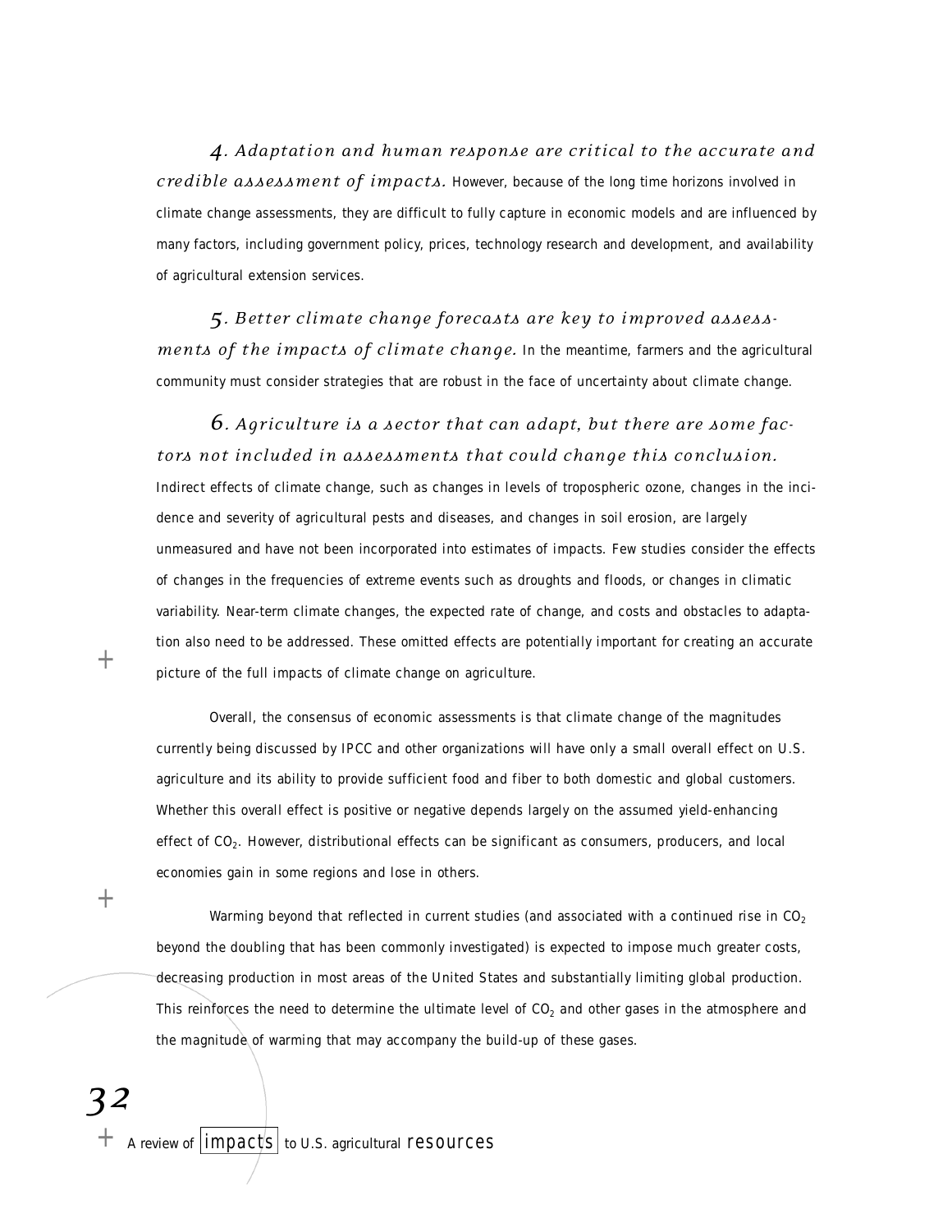*4. Adaptation and human response are critical to the accurate and credible assessment of impacts.* However, because of the long time horizons involved in climate change assessments, they are difficult to fully capture in economic models and are influenced by many factors, including government policy, prices, technology research and development, and availability of agricultural extension services.

*5. Better climate change forecasts are key to improved assessments of the impacts of climate change.* In the meantime, farmers and the agricultural community must consider strategies that are robust in the face of uncertainty about climate change.

*6. Agriculture is a sector that can adapt, but there are some factors not included in assessments that could change this conclusion.* Indirect effects of climate change, such as changes in levels of tropospheric ozone, changes in the incidence and severity of agricultural pests and diseases, and changes in soil erosion, are largely unmeasured and have not been incorporated into estimates of impacts. Few studies consider the effects of changes in the frequencies of extreme events such as droughts and floods, or changes in climatic variability. Near-term climate changes, the expected rate of change, and costs and obstacles to adaptation also need to be addressed. These omitted effects are potentially important for creating an accurate picture of the full impacts of climate change on agriculture.

Overall, the consensus of economic assessments is that climate change of the magnitudes currently being discussed by IPCC and other organizations will have only a small overall effect on U.S. agriculture and its ability to provide sufficient food and fiber to both domestic and global customers. Whether this overall effect is positive or negative depends largely on the assumed yield-enhancing effect of $CO_2$. However, distributional effects can be significant as consumers, producers, and local economies gain in some regions and lose in others.

Warming beyond that reflected in current studies (and associated with a continued rise in $CO_2$ beyond the doubling that has been commonly investigated) is expected to impose much greater costs, decreasing production in most areas of the United States and substantially limiting global production. This reinforces the need to determine the ultimate level of $CO_2$ and other gases in the atmosphere and the magnitude of warming that may accompany the build-up of these gases.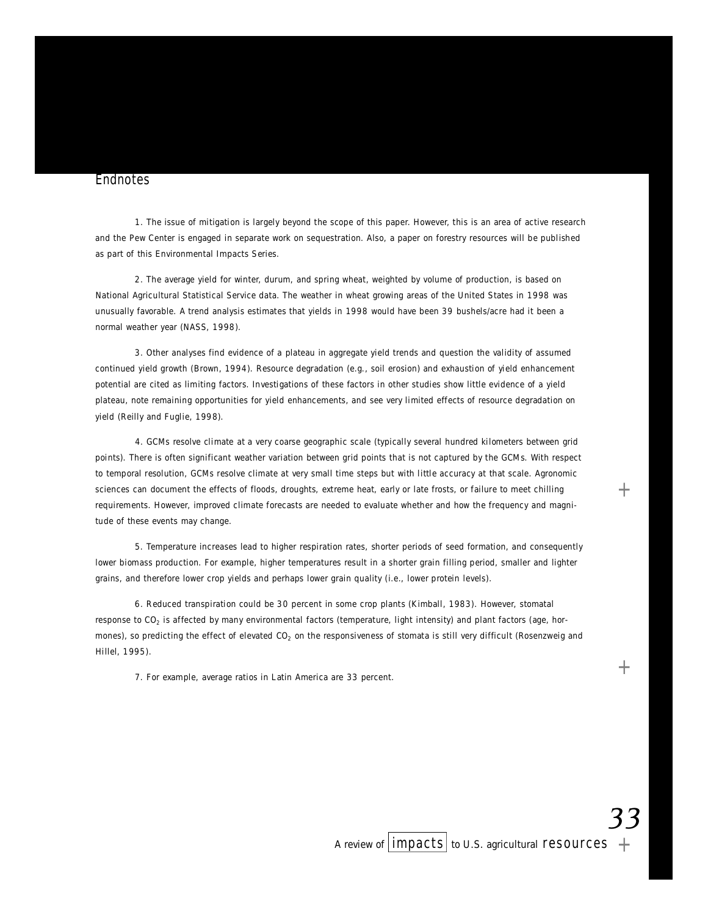## Endnotes

1. The issue of mitigation is largely beyond the scope of this paper. However, this is an area of active research and the Pew Center is engaged in separate work on sequestration. Also, a paper on forestry resources will be published as part of this Environmental Impacts Series.

2. The average yield for winter, durum, and spring wheat, weighted by volume of production, is based on National Agricultural Statistical Service data. The weather in wheat growing areas of the United States in 1998 was unusually favorable. A trend analysis estimates that yields in 1998 would have been 39 bushels/acre had it been a normal weather year (NASS, 1998).

3. Other analyses find evidence of a plateau in aggregate yield trends and question the validity of assumed continued yield growth (Brown, 1994). Resource degradation (e.g., soil erosion) and exhaustion of yield enhancement potential are cited as limiting factors. Investigations of these factors in other studies show little evidence of a yield plateau, note remaining opportunities for yield enhancements, and see very limited effects of resource degradation on yield (Reilly and Fuglie, 1998).

4. GCMs resolve climate at a very coarse geographic scale (typically several hundred kilometers between grid points). There is often significant weather variation between grid points that is not captured by the GCMs. With respect to temporal resolution, GCMs resolve climate at very small time steps but with little accuracy at that scale. Agronomic sciences can document the effects of floods, droughts, extreme heat, early or late frosts, or failure to meet chilling requirements. However, improved climate forecasts are needed to evaluate whether and how the frequency and magnitude of these events may change.

5. Temperature increases lead to higher respiration rates, shorter periods of seed formation, and consequently lower biomass production. For example, higher temperatures result in a shorter grain filling period, smaller and lighter grains, and therefore lower crop yields and perhaps lower grain quality (i.e., lower protein levels).

6. Reduced transpiration could be 30 percent in some crop plants (Kimball, 1983). However, stomatal response to $CO_2$ is affected by many environmental factors (temperature, light intensity) and plant factors (age, hormones), so predicting the effect of elevated $CO_2$ on the responsiveness of stomata is still very difficult (Rosenzweig and Hillel, 1995).

7. For example, average ratios in Latin America are 33 percent.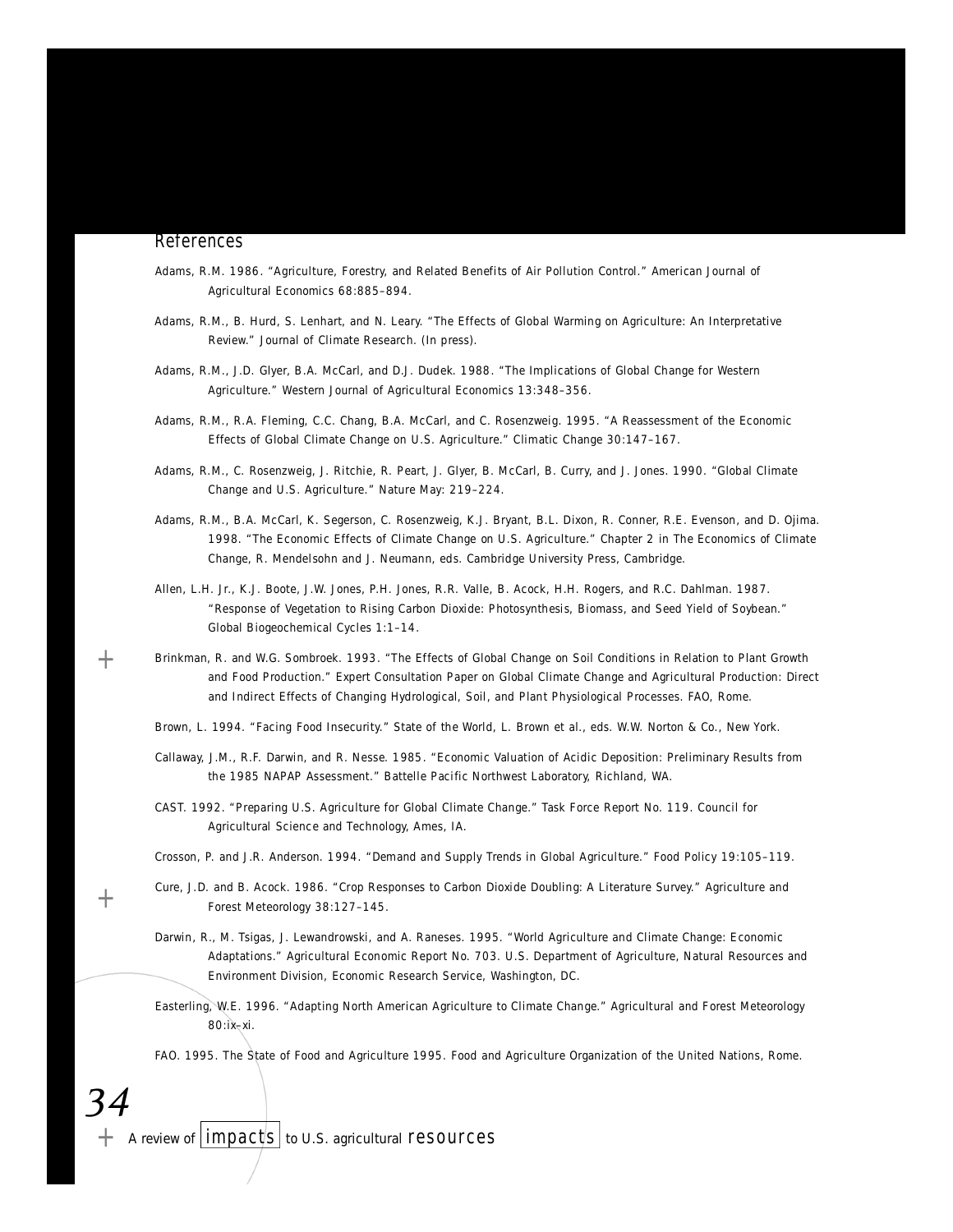## References

Adams, R.M. 1986. "Agriculture, Forestry, and Related Benefits of Air Pollution Control." American Journal of Agricultural Economics 68:885–894.

Adams, R.M., B. Hurd, S. Lenhart, and N. Leary. "The Effects of Global Warming on Agriculture: An Interpretative Review." Journal of Climate Research. (In press).

Adams, R.M., J.D. Glyer, B.A. McCarl, and D.J. Dudek. 1988. "The Implications of Global Change for Western Agriculture." Western Journal of Agricultural Economics 13:348–356.

Adams, R.M., R.A. Fleming, C.C. Chang, B.A. McCarl, and C. Rosenzweig. 1995. "A Reassessment of the Economic Effects of Global Climate Change on U.S. Agriculture." Climatic Change 30:147–167.

Adams, R.M., C. Rosenzweig, J. Ritchie, R. Peart, J. Glyer, B. McCarl, B. Curry, and J. Jones. 1990. "Global Climate Change and U.S. Agriculture." Nature May: 219–224.

Adams, R.M., B.A. McCarl, K. Segerson, C. Rosenzweig, K.J. Bryant, B.L. Dixon, R. Conner, R.E. Evenson, and D. Ojima. 1998. "The Economic Effects of Climate Change on U.S. Agriculture." Chapter 2 in The Economics of Climate Change, R. Mendelsohn and J. Neumann, eds. Cambridge University Press, Cambridge.

Allen, L.H. Jr., K.J. Boote, J.W. Jones, P.H. Jones, R.R. Valle, B. Acock, H.H. Rogers, and R.C. Dahlman. 1987. "Response of Vegetation to Rising Carbon Dioxide: Photosynthesis, Biomass, and Seed Yield of Soybean." Global Biogeochemical Cycles 1:1–14.

Brinkman, R. and W.G. Sombroek. 1993. "The Effects of Global Change on Soil Conditions in Relation to Plant Growth and Food Production." Expert Consultation Paper on Global Climate Change and Agricultural Production: Direct and Indirect Effects of Changing Hydrological, Soil, and Plant Physiological Processes. FAO, Rome.

Brown, L. 1994. "Facing Food Insecurity." State of the World, L. Brown et al., eds. W.W. Norton & Co., New York.

Callaway, J.M., R.F. Darwin, and R. Nesse. 1985. "Economic Valuation of Acidic Deposition: Preliminary Results from the 1985 NAPAP Assessment." Battelle Pacific Northwest Laboratory, Richland, WA.

CAST. 1992. "Preparing U.S. Agriculture for Global Climate Change." Task Force Report No. 119. Council for Agricultural Science and Technology, Ames, IA.

Crosson, P. and J.R. Anderson. 1994. "Demand and Supply Trends in Global Agriculture." Food Policy 19:105–119.

Cure, J.D. and B. Acock. 1986. "Crop Responses to Carbon Dioxide Doubling: A Literature Survey." Agriculture and Forest Meteorology 38:127–145.

Darwin, R., M. Tsigas, J. Lewandrowski, and A. Raneses. 1995. "World Agriculture and Climate Change: Economic Adaptations." Agricultural Economic Report No. 703. U.S. Department of Agriculture, Natural Resources and Environment Division, Economic Research Service, Washington, DC.

Easterling, W.E. 1996. "Adapting North American Agriculture to Climate Change." Agricultural and Forest Meteorology 80:ix–xi.

FAO. 1995. The State of Food and Agriculture 1995. Food and Agriculture Organization of the United Nations, Rome.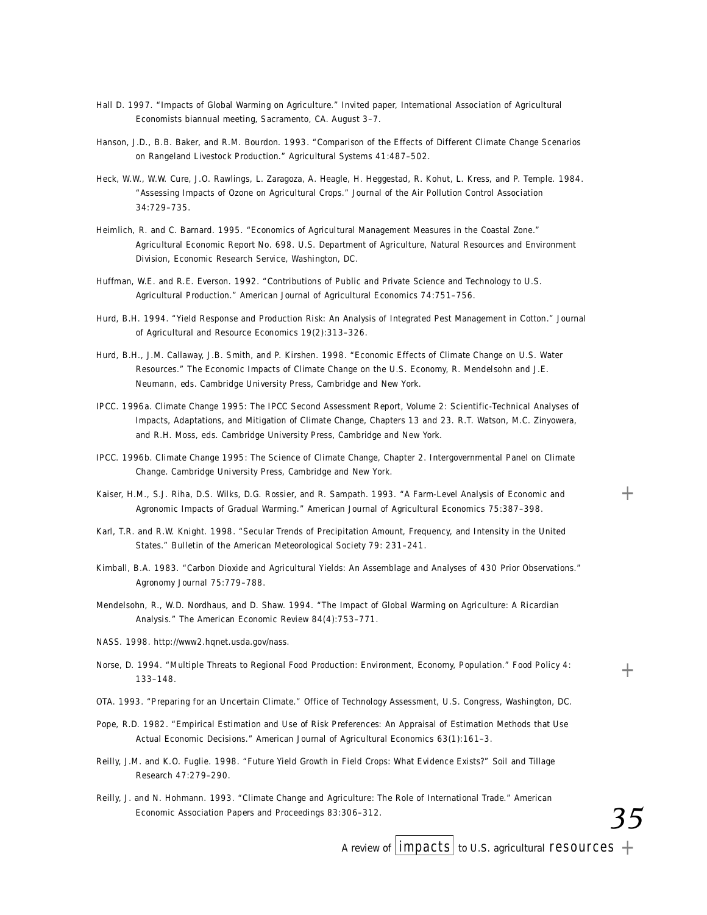Hall D. 1997. "Impacts of Global Warming on Agriculture." Invited paper, International Association of Agricultural Economists biannual meeting, Sacramento, CA. August 3–7.

Hanson, J.D., B.B. Baker, and R.M. Bourdon. 1993. "Comparison of the Effects of Different Climate Change Scenarios on Rangeland Livestock Production." Agricultural Systems 41:487–502.

Heck, W.W., W.W. Cure, J.O. Rawlings, L. Zaragoza, A. Heagle, H. Heggestad, R. Kohut, L. Kress, and P. Temple. 1984. "Assessing Impacts of Ozone on Agricultural Crops." Journal of the Air Pollution Control Association 34:729–735.

Heimlich, R. and C. Barnard. 1995. "Economics of Agricultural Management Measures in the Coastal Zone." Agricultural Economic Report No. 698. U.S. Department of Agriculture, Natural Resources and Environment Division, Economic Research Service, Washington, DC.

Huffman, W.E. and R.E. Everson. 1992. "Contributions of Public and Private Science and Technology to U.S. Agricultural Production." American Journal of Agricultural Economics 74:751–756.

Hurd, B.H. 1994. "Yield Response and Production Risk: An Analysis of Integrated Pest Management in Cotton." Journal of Agricultural and Resource Economics 19(2):313–326.

Hurd, B.H., J.M. Callaway, J.B. Smith, and P. Kirshen. 1998. "Economic Effects of Climate Change on U.S. Water Resources." The Economic Impacts of Climate Change on the U.S. Economy, R. Mendelsohn and J.E. Neumann, eds. Cambridge University Press, Cambridge and New York.

IPCC. 1996a. Climate Change 1995: The IPCC Second Assessment Report, Volume 2: Scientific-Technical Analyses of Impacts, Adaptations, and Mitigation of Climate Change, Chapters 13 and 23. R.T. Watson, M.C. Zinyowera, and R.H. Moss, eds. Cambridge University Press, Cambridge and New York.

IPCC. 1996b. Climate Change 1995: The Science of Climate Change, Chapter 2. Intergovernmental Panel on Climate Change. Cambridge University Press, Cambridge and New York.

Kaiser, H.M., S.J. Riha, D.S. Wilks, D.G. Rossier, and R. Sampath. 1993. "A Farm-Level Analysis of Economic and Agronomic Impacts of Gradual Warming." American Journal of Agricultural Economics 75:387–398.

Karl, T.R. and R.W. Knight. 1998. "Secular Trends of Precipitation Amount, Frequency, and Intensity in the United States." Bulletin of the American Meteorological Society 79: 231–241.

Kimball, B.A. 1983. "Carbon Dioxide and Agricultural Yields: An Assemblage and Analyses of 430 Prior Observations." Agronomy Journal 75:779–788.

Mendelsohn, R., W.D. Nordhaus, and D. Shaw. 1994. "The Impact of Global Warming on Agriculture: A Ricardian Analysis." The American Economic Review 84(4):753–771.

NASS. 1998. http://www2.hqnet.usda.gov/nass.

Norse, D. 1994. "Multiple Threats to Regional Food Production: Environment, Economy, Population." Food Policy 4: 133–148.

OTA. 1993. "Preparing for an Uncertain Climate." Office of Technology Assessment, U.S. Congress, Washington, DC.

Pope, R.D. 1982. "Empirical Estimation and Use of Risk Preferences: An Appraisal of Estimation Methods that Use Actual Economic Decisions." American Journal of Agricultural Economics 63(1):161–3.

Reilly, J.M. and K.O. Fuglie. 1998. "Future Yield Growth in Field Crops: What Evidence Exists?" Soil and Tillage Research 47:279–290.

Reilly, J. and N. Hohmann. 1993. "Climate Change and Agriculture: The Role of International Trade." American Economic Association Papers and Proceedings 83:306–312.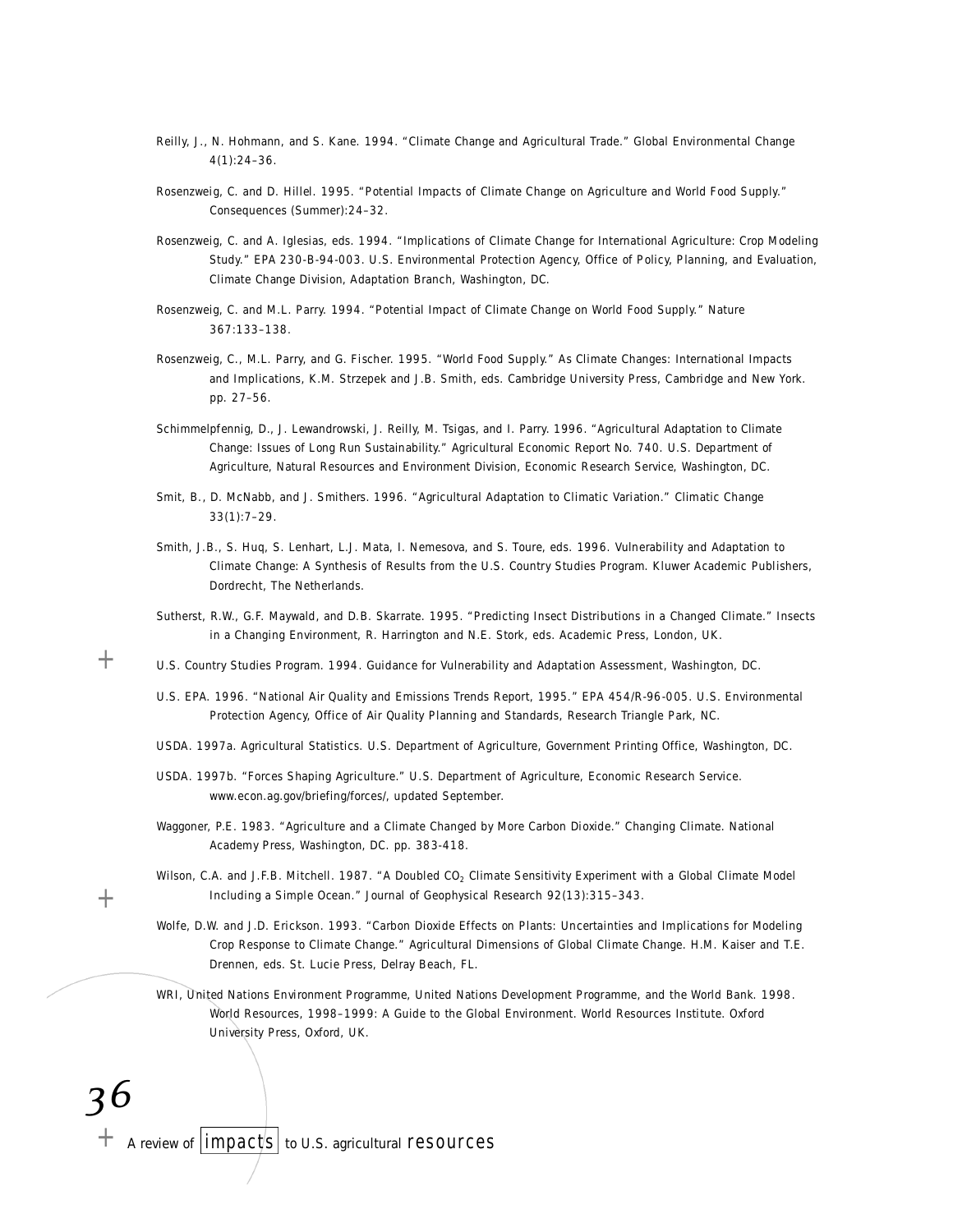Reilly, J., N. Hohmann, and S. Kane. 1994. "Climate Change and Agricultural Trade." Global Environmental Change 4(1):24–36.

Rosenzweig, C. and D. Hillel. 1995. "Potential Impacts of Climate Change on Agriculture and World Food Supply." Consequences (Summer):24–32.

Rosenzweig, C. and A. Iglesias, eds. 1994. "Implications of Climate Change for International Agriculture: Crop Modeling Study." EPA 230-B-94-003. U.S. Environmental Protection Agency, Office of Policy, Planning, and Evaluation, Climate Change Division, Adaptation Branch, Washington, DC.

Rosenzweig, C. and M.L. Parry. 1994. "Potential Impact of Climate Change on World Food Supply." Nature 367:133–138.

Rosenzweig, C., M.L. Parry, and G. Fischer. 1995. "World Food Supply." As Climate Changes: International Impacts and Implications, K.M. Strzepek and J.B. Smith, eds. Cambridge University Press, Cambridge and New York. pp. 27–56.

Schimmelpfennig, D., J. Lewandrowski, J. Reilly, M. Tsigas, and I. Parry. 1996. "Agricultural Adaptation to Climate Change: Issues of Long Run Sustainability." Agricultural Economic Report No. 740. U.S. Department of Agriculture, Natural Resources and Environment Division, Economic Research Service, Washington, DC.

Smit, B., D. McNabb, and J. Smithers. 1996. "Agricultural Adaptation to Climatic Variation." Climatic Change 33(1):7–29.

Smith, J.B., S. Huq, S. Lenhart, L.J. Mata, I. Nemesova, and S. Toure, eds. 1996. Vulnerability and Adaptation to Climate Change: A Synthesis of Results from the U.S. Country Studies Program. Kluwer Academic Publishers, Dordrecht, The Netherlands.

Sutherst, R.W., G.F. Maywald, and D.B. Skarrate. 1995. "Predicting Insect Distributions in a Changed Climate." Insects in a Changing Environment, R. Harrington and N.E. Stork, eds. Academic Press, London, UK.

U.S. Country Studies Program. 1994. Guidance for Vulnerability and Adaptation Assessment, Washington, DC.

U.S. EPA. 1996. "National Air Quality and Emissions Trends Report, 1995." EPA 454/R-96-005. U.S. Environmental Protection Agency, Office of Air Quality Planning and Standards, Research Triangle Park, NC.

USDA. 1997a. Agricultural Statistics. U.S. Department of Agriculture, Government Printing Office, Washington, DC.

USDA. 1997b. "Forces Shaping Agriculture." U.S. Department of Agriculture, Economic Research Service. www.econ.ag.gov/briefing/forces/, updated September.

Waggoner, P.E. 1983. "Agriculture and a Climate Changed by More Carbon Dioxide." Changing Climate. National Academy Press, Washington, DC. pp. 383-418.

Wilson, C.A. and J.F.B. Mitchell. 1987. "A Doubled $CO_2$ Climate Sensitivity Experiment with a Global Climate Model Including a Simple Ocean." Journal of Geophysical Research 92(13):315–343.

Wolfe, D.W. and J.D. Erickson. 1993. "Carbon Dioxide Effects on Plants: Uncertainties and Implications for Modeling Crop Response to Climate Change." Agricultural Dimensions of Global Climate Change. H.M. Kaiser and T.E. Drennen, eds. St. Lucie Press, Delray Beach, FL.

WRI, United Nations Environment Programme, United Nations Development Programme, and the World Bank. 1998. World Resources, 1998–1999: A Guide to the Global Environment. World Resources Institute. Oxford University Press, Oxford, UK.